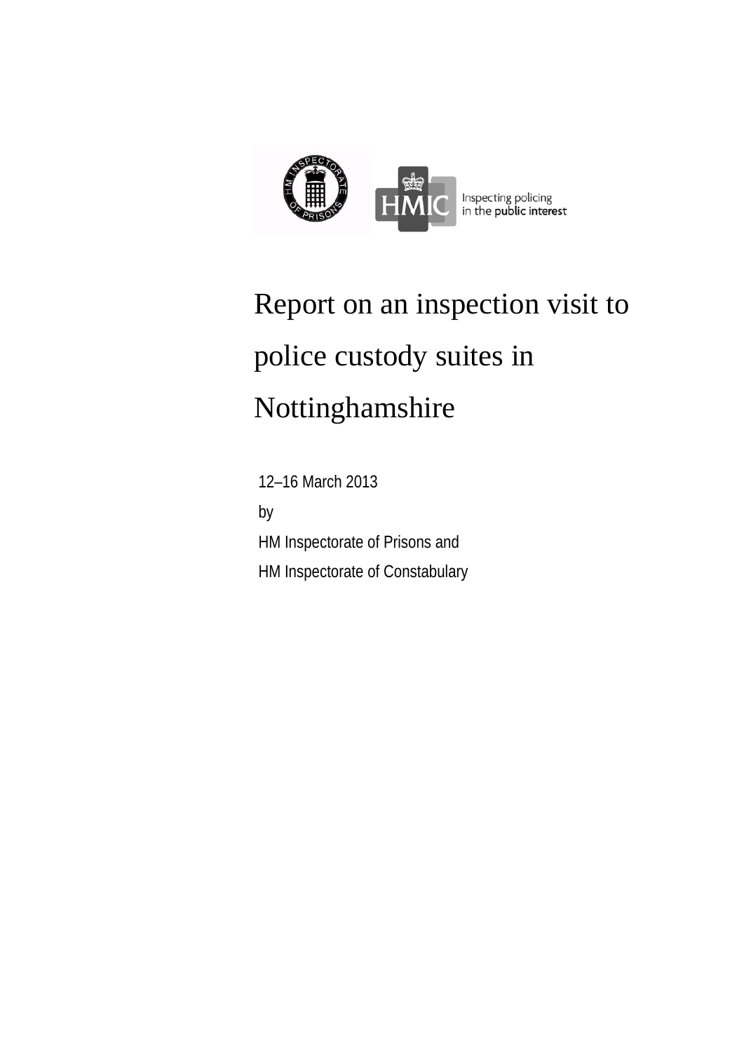Inspecting policing in the public interest

# Report on an inspection visit to police custody suites in Nottinghamshire

12–16 March 2013

by

HM Inspectorate of Prisons and

HM Inspectorate of Constabulary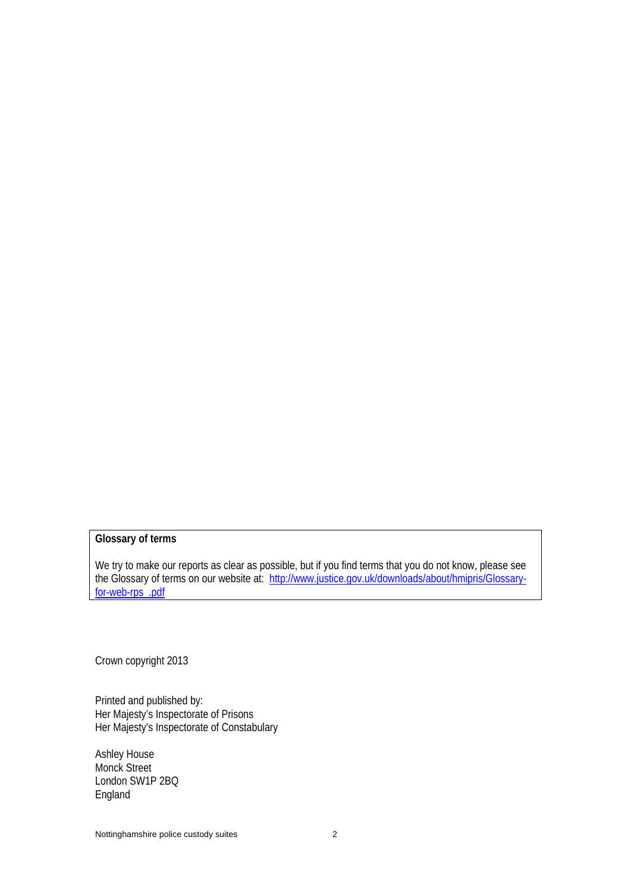**Glossary of terms**

We try to make our reports as clear as possible, but if you find terms that you do not know, please see the Glossary of terms on our website at: [http://www.justice.gov.uk/downloads/about/hmipris/Glossary-for-web-rps_.pdf](http://www.justice.gov.uk/downloads/about/hmipris/Glossary-for-web-rps_.pdf)

Crown copyright 2013

Printed and published by:
Her Majesty's Inspectorate of Prisons
Her Majesty's Inspectorate of Constabulary

Ashley House
Monck Street
London SW1P 2BQ
England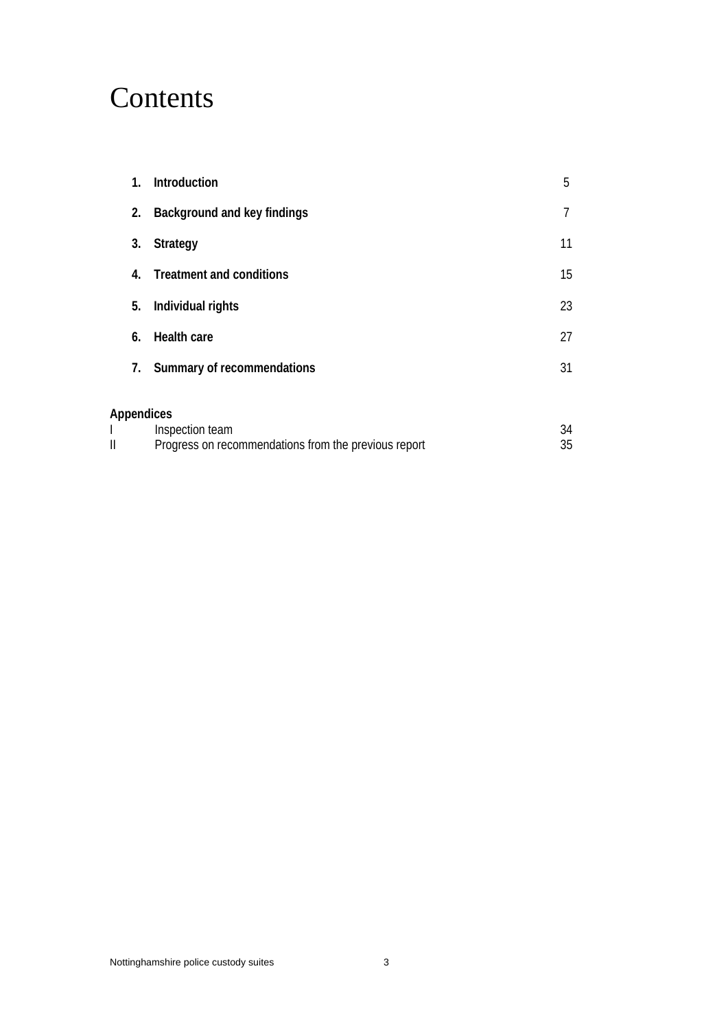# Contents

| | | |
|---|---|---|
| **1.** | **Introduction** | 5 |
| **2.** | **Background and key findings** | 7 |
| **3.** | **Strategy** | 11 |
| **4.** | **Treatment and conditions** | 15 |
| **5.** | **Individual rights** | 23 |
| **6.** | **Health care** | 27 |
| **7.** | **Summary of recommendations** | 31 |

**Appendices**

| | | |
|---|---|---|
| I | Inspection team | 34 |
| II | Progress on recommendations from the previous report | 35 |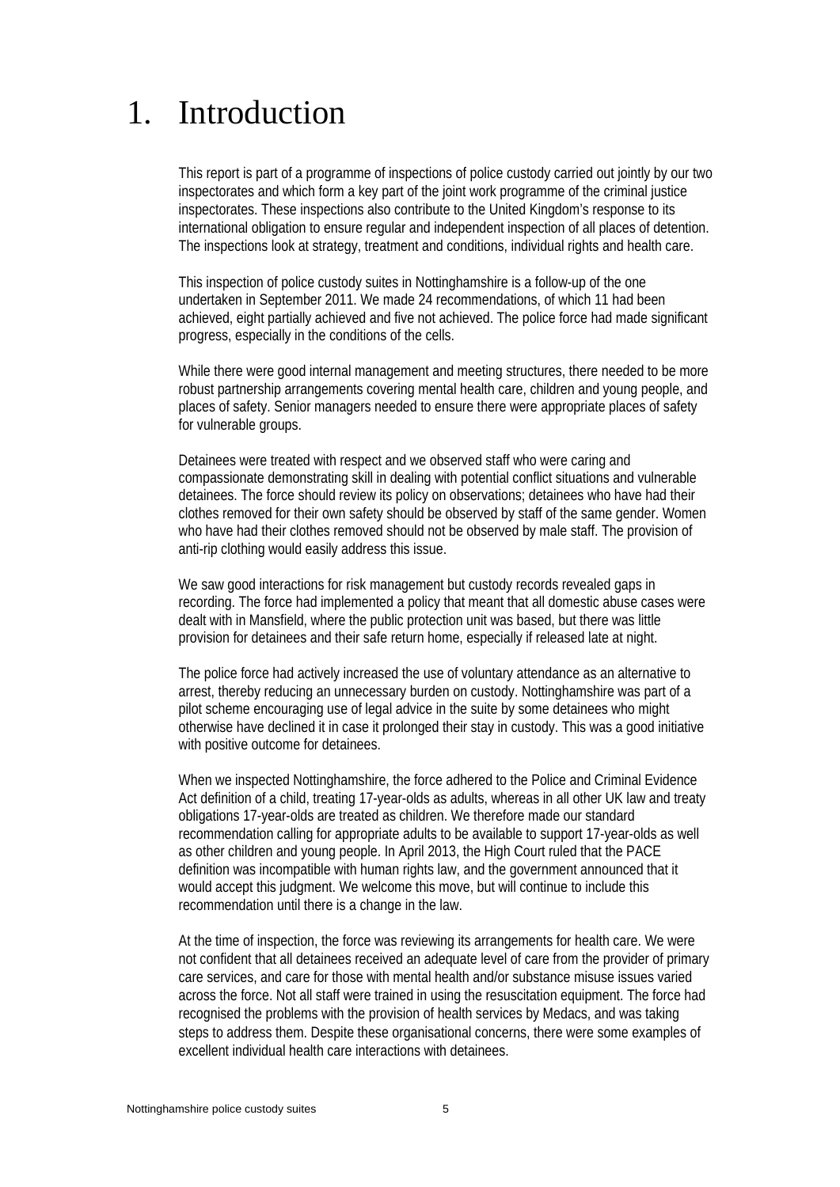# 1. Introduction

This report is part of a programme of inspections of police custody carried out jointly by our two inspectorates and which form a key part of the joint work programme of the criminal justice inspectorates. These inspections also contribute to the United Kingdom's response to its international obligation to ensure regular and independent inspection of all places of detention. The inspections look at strategy, treatment and conditions, individual rights and health care.

This inspection of police custody suites in Nottinghamshire is a follow-up of the one undertaken in September 2011. We made 24 recommendations, of which 11 had been achieved, eight partially achieved and five not achieved. The police force had made significant progress, especially in the conditions of the cells.

While there were good internal management and meeting structures, there needed to be more robust partnership arrangements covering mental health care, children and young people, and places of safety. Senior managers needed to ensure there were appropriate places of safety for vulnerable groups.

Detainees were treated with respect and we observed staff who were caring and compassionate demonstrating skill in dealing with potential conflict situations and vulnerable detainees. The force should review its policy on observations; detainees who have had their clothes removed for their own safety should be observed by staff of the same gender. Women who have had their clothes removed should not be observed by male staff. The provision of anti-rip clothing would easily address this issue.

We saw good interactions for risk management but custody records revealed gaps in recording. The force had implemented a policy that meant that all domestic abuse cases were dealt with in Mansfield, where the public protection unit was based, but there was little provision for detainees and their safe return home, especially if released late at night.

The police force had actively increased the use of voluntary attendance as an alternative to arrest, thereby reducing an unnecessary burden on custody. Nottinghamshire was part of a pilot scheme encouraging use of legal advice in the suite by some detainees who might otherwise have declined it in case it prolonged their stay in custody. This was a good initiative with positive outcome for detainees.

When we inspected Nottinghamshire, the force adhered to the Police and Criminal Evidence Act definition of a child, treating 17-year-olds as adults, whereas in all other UK law and treaty obligations 17-year-olds are treated as children. We therefore made our standard recommendation calling for appropriate adults to be available to support 17-year-olds as well as other children and young people. In April 2013, the High Court ruled that the PACE definition was incompatible with human rights law, and the government announced that it would accept this judgment. We welcome this move, but will continue to include this recommendation until there is a change in the law.

At the time of inspection, the force was reviewing its arrangements for health care. We were not confident that all detainees received an adequate level of care from the provider of primary care services, and care for those with mental health and/or substance misuse issues varied across the force. Not all staff were trained in using the resuscitation equipment. The force had recognised the problems with the provision of health services by Medacs, and was taking steps to address them. Despite these organisational concerns, there were some examples of excellent individual health care interactions with detainees.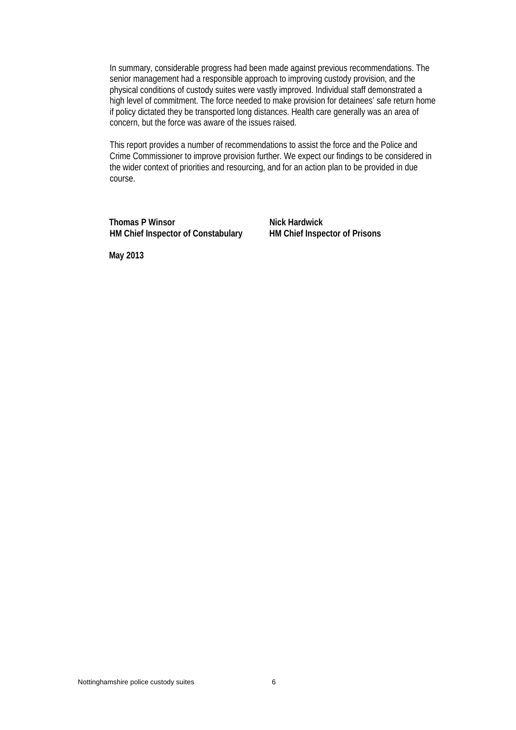In summary, considerable progress had been made against previous recommendations. The senior management had a responsible approach to improving custody provision, and the physical conditions of custody suites were vastly improved. Individual staff demonstrated a high level of commitment. The force needed to make provision for detainees' safe return home if policy dictated they be transported long distances. Health care generally was an area of concern, but the force was aware of the issues raised.

This report provides a number of recommendations to assist the force and the Police and Crime Commissioner to improve provision further. We expect our findings to be considered in the wider context of priorities and resourcing, and for an action plan to be provided in due course.

| **Thomas P Winsor** | **Nick Hardwick** |
| --- | --- |
| **HM Chief Inspector of Constabulary** | **HM Chief Inspector of Prisons** |

**May 2013**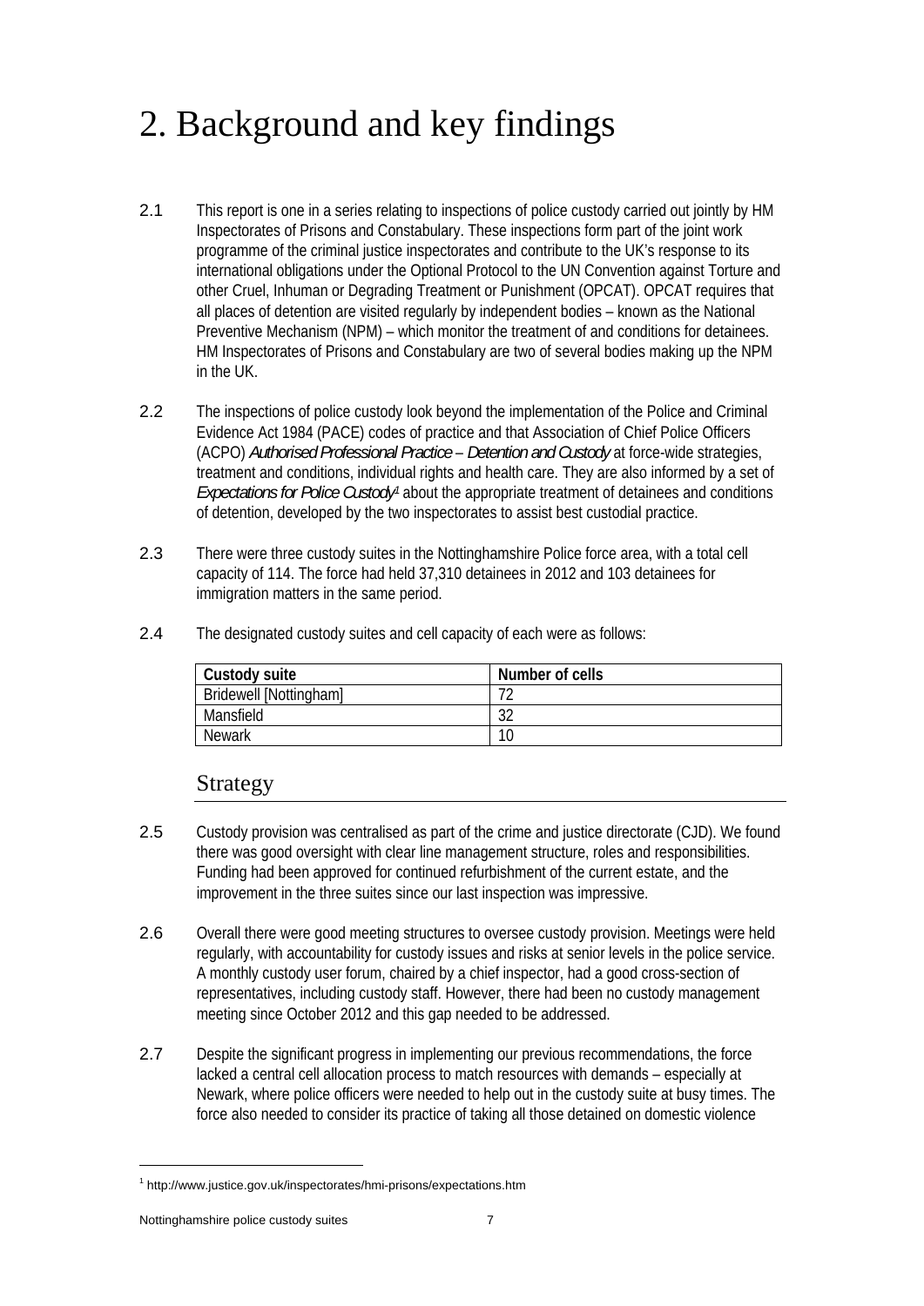# 2. Background and key findings

2.1 This report is one in a series relating to inspections of police custody carried out jointly by HM Inspectorates of Prisons and Constabulary. These inspections form part of the joint work programme of the criminal justice inspectorates and contribute to the UK's response to its international obligations under the Optional Protocol to the UN Convention against Torture and other Cruel, Inhuman or Degrading Treatment or Punishment (OPCAT). OPCAT requires that all places of detention are visited regularly by independent bodies – known as the National Preventive Mechanism (NPM) – which monitor the treatment of and conditions for detainees. HM Inspectorates of Prisons and Constabulary are two of several bodies making up the NPM in the UK.

2.2 The inspections of police custody look beyond the implementation of the Police and Criminal Evidence Act 1984 (PACE) codes of practice and that Association of Chief Police Officers (ACPO) *Authorised Professional Practice – Detention and Custody* at force-wide strategies, treatment and conditions, individual rights and health care. They are also informed by a set of *Expectations for Police Custody*[1] about the appropriate treatment of detainees and conditions of detention, developed by the two inspectorates to assist best custodial practice.

2.3 There were three custody suites in the Nottinghamshire Police force area, with a total cell capacity of 114. The force had held 37,310 detainees in 2012 and 103 detainees for immigration matters in the same period.

2.4 The designated custody suites and cell capacity of each were as follows:

| Custody suite | Number of cells |
|---|---|
| Bridewell [Nottingham] | 72 |
| Mansfield | 32 |
| Newark | 10 |

## Strategy

2.5 Custody provision was centralised as part of the crime and justice directorate (CJD). We found there was good oversight with clear line management structure, roles and responsibilities. Funding had been approved for continued refurbishment of the current estate, and the improvement in the three suites since our last inspection was impressive.

2.6 Overall there were good meeting structures to oversee custody provision. Meetings were held regularly, with accountability for custody issues and risks at senior levels in the police service. A monthly custody user forum, chaired by a chief inspector, had a good cross-section of representatives, including custody staff. However, there had been no custody management meeting since October 2012 and this gap needed to be addressed.

2.7 Despite the significant progress in implementing our previous recommendations, the force lacked a central cell allocation process to match resources with demands – especially at Newark, where police officers were needed to help out in the custody suite at busy times. The force also needed to consider its practice of taking all those detained on domestic violence

[1] http://www.justice.gov.uk/inspectorates/hmi-prisons/expectations.htm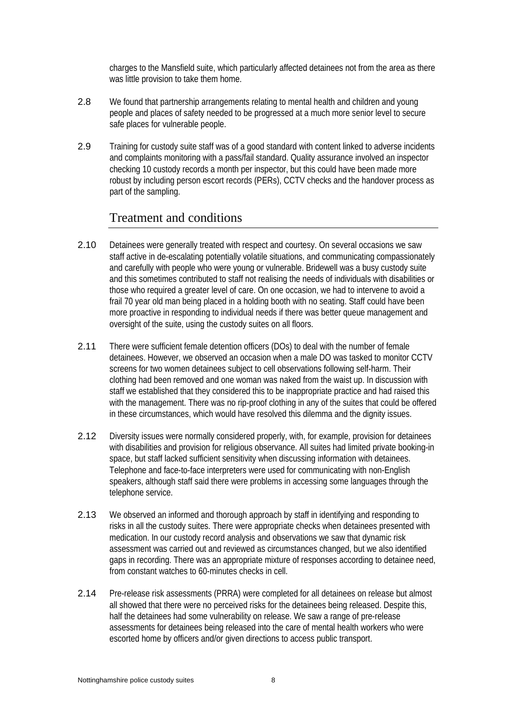charges to the Mansfield suite, which particularly affected detainees not from the area as there was little provision to take them home.

2.8 We found that partnership arrangements relating to mental health and children and young people and places of safety needed to be progressed at a much more senior level to secure safe places for vulnerable people.

2.9 Training for custody suite staff was of a good standard with content linked to adverse incidents and complaints monitoring with a pass/fail standard. Quality assurance involved an inspector checking 10 custody records a month per inspector, but this could have been made more robust by including person escort records (PERs), CCTV checks and the handover process as part of the sampling.

## Treatment and conditions

2.10 Detainees were generally treated with respect and courtesy. On several occasions we saw staff active in de-escalating potentially volatile situations, and communicating compassionately and carefully with people who were young or vulnerable. Bridewell was a busy custody suite and this sometimes contributed to staff not realising the needs of individuals with disabilities or those who required a greater level of care. On one occasion, we had to intervene to avoid a frail 70 year old man being placed in a holding booth with no seating. Staff could have been more proactive in responding to individual needs if there was better queue management and oversight of the suite, using the custody suites on all floors.

2.11 There were sufficient female detention officers (DOs) to deal with the number of female detainees. However, we observed an occasion when a male DO was tasked to monitor CCTV screens for two women detainees subject to cell observations following self-harm. Their clothing had been removed and one woman was naked from the waist up. In discussion with staff we established that they considered this to be inappropriate practice and had raised this with the management. There was no rip-proof clothing in any of the suites that could be offered in these circumstances, which would have resolved this dilemma and the dignity issues.

2.12 Diversity issues were normally considered properly, with, for example, provision for detainees with disabilities and provision for religious observance. All suites had limited private booking-in space, but staff lacked sufficient sensitivity when discussing information with detainees. Telephone and face-to-face interpreters were used for communicating with non-English speakers, although staff said there were problems in accessing some languages through the telephone service.

2.13 We observed an informed and thorough approach by staff in identifying and responding to risks in all the custody suites. There were appropriate checks when detainees presented with medication. In our custody record analysis and observations we saw that dynamic risk assessment was carried out and reviewed as circumstances changed, but we also identified gaps in recording. There was an appropriate mixture of responses according to detainee need, from constant watches to 60-minutes checks in cell.

2.14 Pre-release risk assessments (PRRA) were completed for all detainees on release but almost all showed that there were no perceived risks for the detainees being released. Despite this, half the detainees had some vulnerability on release. We saw a range of pre-release assessments for detainees being released into the care of mental health workers who were escorted home by officers and/or given directions to access public transport.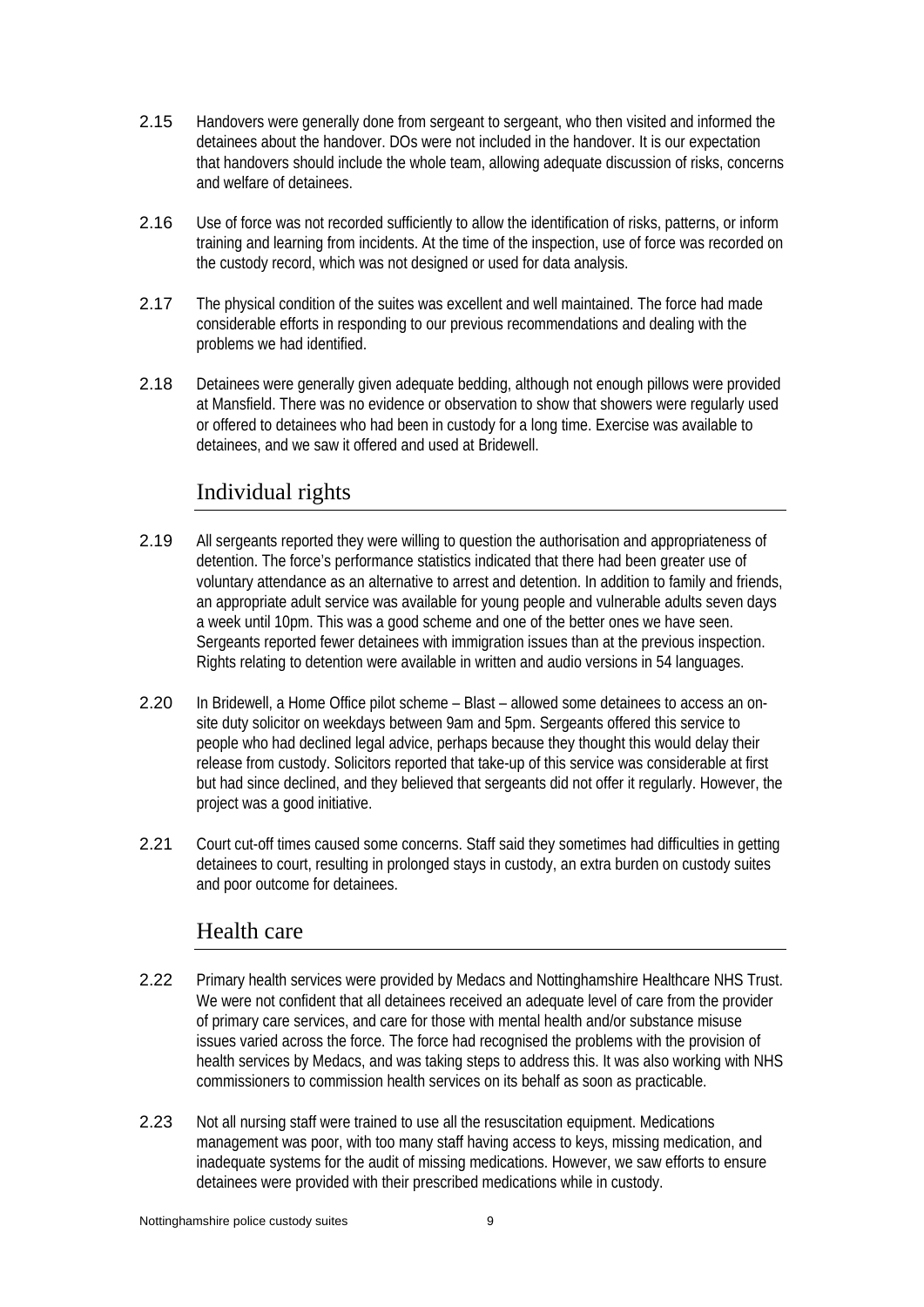2.15 Handovers were generally done from sergeant to sergeant, who then visited and informed the detainees about the handover. DOs were not included in the handover. It is our expectation that handovers should include the whole team, allowing adequate discussion of risks, concerns and welfare of detainees.

2.16 Use of force was not recorded sufficiently to allow the identification of risks, patterns, or inform training and learning from incidents. At the time of the inspection, use of force was recorded on the custody record, which was not designed or used for data analysis.

2.17 The physical condition of the suites was excellent and well maintained. The force had made considerable efforts in responding to our previous recommendations and dealing with the problems we had identified.

2.18 Detainees were generally given adequate bedding, although not enough pillows were provided at Mansfield. There was no evidence or observation to show that showers were regularly used or offered to detainees who had been in custody for a long time. Exercise was available to detainees, and we saw it offered and used at Bridewell.

## Individual rights

2.19 All sergeants reported they were willing to question the authorisation and appropriateness of detention. The force's performance statistics indicated that there had been greater use of voluntary attendance as an alternative to arrest and detention. In addition to family and friends, an appropriate adult service was available for young people and vulnerable adults seven days a week until 10pm. This was a good scheme and one of the better ones we have seen. Sergeants reported fewer detainees with immigration issues than at the previous inspection. Rights relating to detention were available in written and audio versions in 54 languages.

2.20 In Bridewell, a Home Office pilot scheme – Blast – allowed some detainees to access an on-site duty solicitor on weekdays between 9am and 5pm. Sergeants offered this service to people who had declined legal advice, perhaps because they thought this would delay their release from custody. Solicitors reported that take-up of this service was considerable at first but had since declined, and they believed that sergeants did not offer it regularly. However, the project was a good initiative.

2.21 Court cut-off times caused some concerns. Staff said they sometimes had difficulties in getting detainees to court, resulting in prolonged stays in custody, an extra burden on custody suites and poor outcome for detainees.

## Health care

2.22 Primary health services were provided by Medacs and Nottinghamshire Healthcare NHS Trust. We were not confident that all detainees received an adequate level of care from the provider of primary care services, and care for those with mental health and/or substance misuse issues varied across the force. The force had recognised the problems with the provision of health services by Medacs, and was taking steps to address this. It was also working with NHS commissioners to commission health services on its behalf as soon as practicable.

2.23 Not all nursing staff were trained to use all the resuscitation equipment. Medications management was poor, with too many staff having access to keys, missing medication, and inadequate systems for the audit of missing medications. However, we saw efforts to ensure detainees were provided with their prescribed medications while in custody.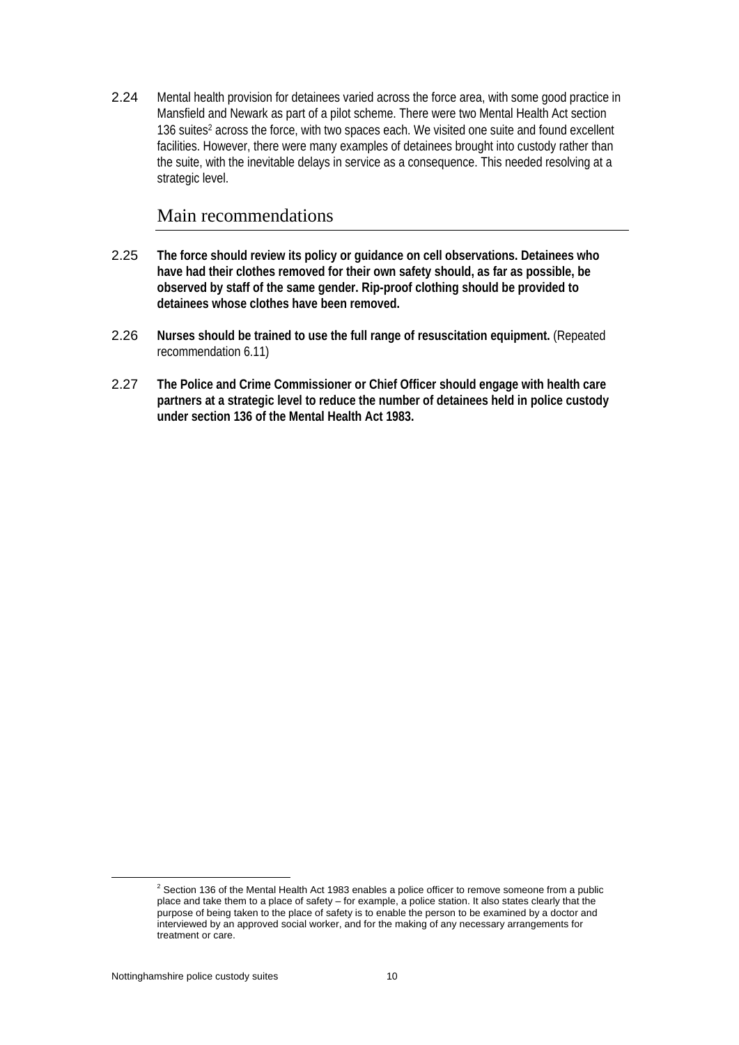2.24 Mental health provision for detainees varied across the force area, with some good practice in Mansfield and Newark as part of a pilot scheme. There were two Mental Health Act section 136 suites[2] across the force, with two spaces each. We visited one suite and found excellent facilities. However, there were many examples of detainees brought into custody rather than the suite, with the inevitable delays in service as a consequence. This needed resolving at a strategic level.

## Main recommendations

2.25 **The force should review its policy or guidance on cell observations. Detainees who have had their clothes removed for their own safety should, as far as possible, be observed by staff of the same gender. Rip-proof clothing should be provided to detainees whose clothes have been removed.**

2.26 **Nurses should be trained to use the full range of resuscitation equipment.** (Repeated recommendation 6.11)

2.27 **The Police and Crime Commissioner or Chief Officer should engage with health care partners at a strategic level to reduce the number of detainees held in police custody under section 136 of the Mental Health Act 1983.**

[2] Section 136 of the Mental Health Act 1983 enables a police officer to remove someone from a public place and take them to a place of safety – for example, a police station. It also states clearly that the purpose of being taken to the place of safety is to enable the person to be examined by a doctor and interviewed by an approved social worker, and for the making of any necessary arrangements for treatment or care.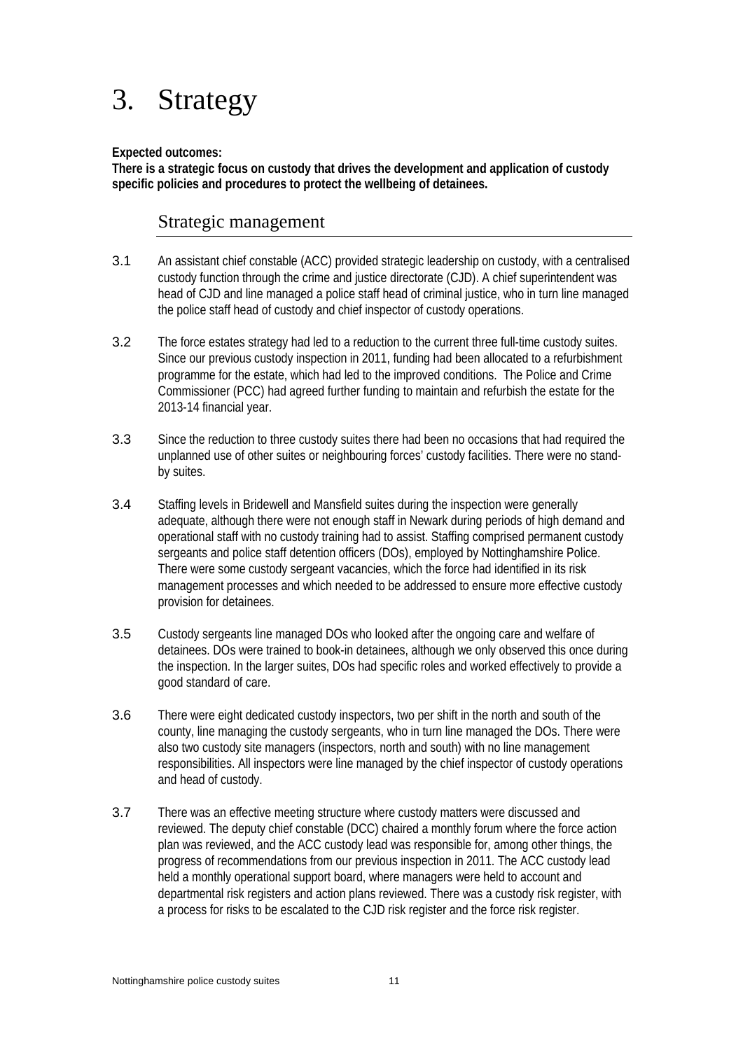# 3. Strategy

**Expected outcomes:**
**There is a strategic focus on custody that drives the development and application of custody specific policies and procedures to protect the wellbeing of detainees.**

## Strategic management

3.1 An assistant chief constable (ACC) provided strategic leadership on custody, with a centralised custody function through the crime and justice directorate (CJD). A chief superintendent was head of CJD and line managed a police staff head of criminal justice, who in turn line managed the police staff head of custody and chief inspector of custody operations.

3.2 The force estates strategy had led to a reduction to the current three full-time custody suites. Since our previous custody inspection in 2011, funding had been allocated to a refurbishment programme for the estate, which had led to the improved conditions. The Police and Crime Commissioner (PCC) had agreed further funding to maintain and refurbish the estate for the 2013-14 financial year.

3.3 Since the reduction to three custody suites there had been no occasions that had required the unplanned use of other suites or neighbouring forces' custody facilities. There were no stand-by suites.

3.4 Staffing levels in Bridewell and Mansfield suites during the inspection were generally adequate, although there were not enough staff in Newark during periods of high demand and operational staff with no custody training had to assist. Staffing comprised permanent custody sergeants and police staff detention officers (DOs), employed by Nottinghamshire Police. There were some custody sergeant vacancies, which the force had identified in its risk management processes and which needed to be addressed to ensure more effective custody provision for detainees.

3.5 Custody sergeants line managed DOs who looked after the ongoing care and welfare of detainees. DOs were trained to book-in detainees, although we only observed this once during the inspection. In the larger suites, DOs had specific roles and worked effectively to provide a good standard of care.

3.6 There were eight dedicated custody inspectors, two per shift in the north and south of the county, line managing the custody sergeants, who in turn line managed the DOs. There were also two custody site managers (inspectors, north and south) with no line management responsibilities. All inspectors were line managed by the chief inspector of custody operations and head of custody.

3.7 There was an effective meeting structure where custody matters were discussed and reviewed. The deputy chief constable (DCC) chaired a monthly forum where the force action plan was reviewed, and the ACC custody lead was responsible for, among other things, the progress of recommendations from our previous inspection in 2011. The ACC custody lead held a monthly operational support board, where managers were held to account and departmental risk registers and action plans reviewed. There was a custody risk register, with a process for risks to be escalated to the CJD risk register and the force risk register.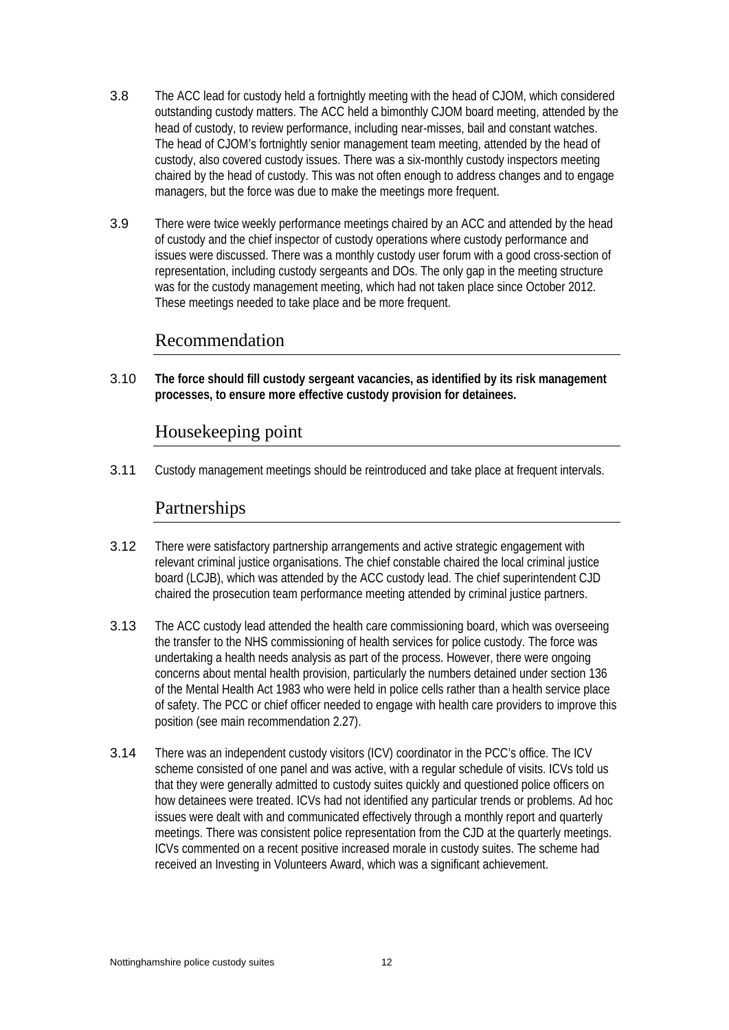3.8 The ACC lead for custody held a fortnightly meeting with the head of CJOM, which considered outstanding custody matters. The ACC held a bimonthly CJOM board meeting, attended by the head of custody, to review performance, including near-misses, bail and constant watches. The head of CJOM's fortnightly senior management team meeting, attended by the head of custody, also covered custody issues. There was a six-monthly custody inspectors meeting chaired by the head of custody. This was not often enough to address changes and to engage managers, but the force was due to make the meetings more frequent.

3.9 There were twice weekly performance meetings chaired by an ACC and attended by the head of custody and the chief inspector of custody operations where custody performance and issues were discussed. There was a monthly custody user forum with a good cross-section of representation, including custody sergeants and DOs. The only gap in the meeting structure was for the custody management meeting, which had not taken place since October 2012. These meetings needed to take place and be more frequent.

## Recommendation

3.10 **The force should fill custody sergeant vacancies, as identified by its risk management processes, to ensure more effective custody provision for detainees.**

## Housekeeping point

3.11 Custody management meetings should be reintroduced and take place at frequent intervals.

## Partnerships

3.12 There were satisfactory partnership arrangements and active strategic engagement with relevant criminal justice organisations. The chief constable chaired the local criminal justice board (LCJB), which was attended by the ACC custody lead. The chief superintendent CJD chaired the prosecution team performance meeting attended by criminal justice partners.

3.13 The ACC custody lead attended the health care commissioning board, which was overseeing the transfer to the NHS commissioning of health services for police custody. The force was undertaking a health needs analysis as part of the process. However, there were ongoing concerns about mental health provision, particularly the numbers detained under section 136 of the Mental Health Act 1983 who were held in police cells rather than a health service place of safety. The PCC or chief officer needed to engage with health care providers to improve this position (see main recommendation 2.27).

3.14 There was an independent custody visitors (ICV) coordinator in the PCC's office. The ICV scheme consisted of one panel and was active, with a regular schedule of visits. ICVs told us that they were generally admitted to custody suites quickly and questioned police officers on how detainees were treated. ICVs had not identified any particular trends or problems. Ad hoc issues were dealt with and communicated effectively through a monthly report and quarterly meetings. There was consistent police representation from the CJD at the quarterly meetings. ICVs commented on a recent positive increased morale in custody suites. The scheme had received an Investing in Volunteers Award, which was a significant achievement.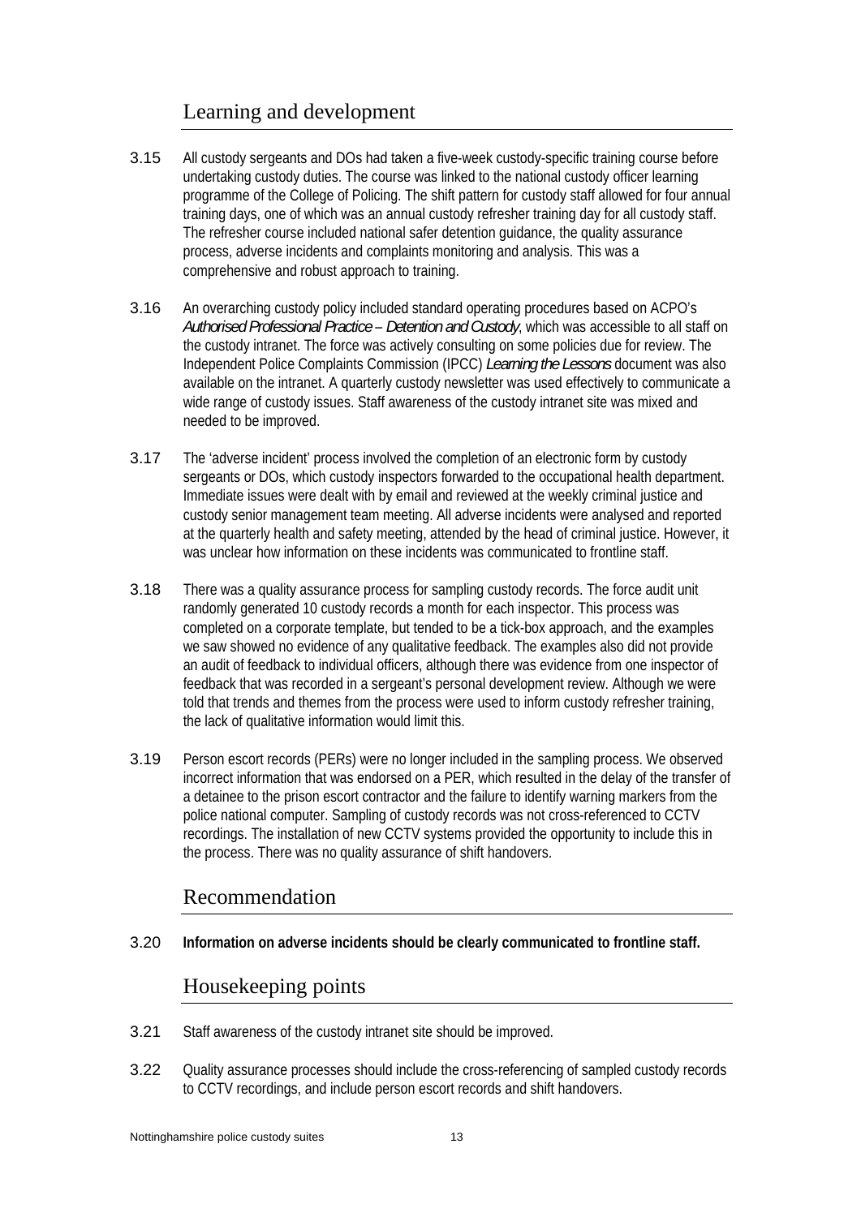## Learning and development

3.15 All custody sergeants and DOs had taken a five-week custody-specific training course before undertaking custody duties. The course was linked to the national custody officer learning programme of the College of Policing. The shift pattern for custody staff allowed for four annual training days, one of which was an annual custody refresher training day for all custody staff. The refresher course included national safer detention guidance, the quality assurance process, adverse incidents and complaints monitoring and analysis. This was a comprehensive and robust approach to training.

3.16 An overarching custody policy included standard operating procedures based on ACPO's *Authorised Professional Practice – Detention and Custody*, which was accessible to all staff on the custody intranet. The force was actively consulting on some policies due for review. The Independent Police Complaints Commission (IPCC) *Learning the Lessons* document was also available on the intranet. A quarterly custody newsletter was used effectively to communicate a wide range of custody issues. Staff awareness of the custody intranet site was mixed and needed to be improved.

3.17 The 'adverse incident' process involved the completion of an electronic form by custody sergeants or DOs, which custody inspectors forwarded to the occupational health department. Immediate issues were dealt with by email and reviewed at the weekly criminal justice and custody senior management team meeting. All adverse incidents were analysed and reported at the quarterly health and safety meeting, attended by the head of criminal justice. However, it was unclear how information on these incidents was communicated to frontline staff.

3.18 There was a quality assurance process for sampling custody records. The force audit unit randomly generated 10 custody records a month for each inspector. This process was completed on a corporate template, but tended to be a tick-box approach, and the examples we saw showed no evidence of any qualitative feedback. The examples also did not provide an audit of feedback to individual officers, although there was evidence from one inspector of feedback that was recorded in a sergeant's personal development review. Although we were told that trends and themes from the process were used to inform custody refresher training, the lack of qualitative information would limit this.

3.19 Person escort records (PERs) were no longer included in the sampling process. We observed incorrect information that was endorsed on a PER, which resulted in the delay of the transfer of a detainee to the prison escort contractor and the failure to identify warning markers from the police national computer. Sampling of custody records was not cross-referenced to CCTV recordings. The installation of new CCTV systems provided the opportunity to include this in the process. There was no quality assurance of shift handovers.

## Recommendation

3.20 **Information on adverse incidents should be clearly communicated to frontline staff.**

## Housekeeping points

3.21 Staff awareness of the custody intranet site should be improved.

3.22 Quality assurance processes should include the cross-referencing of sampled custody records to CCTV recordings, and include person escort records and shift handovers.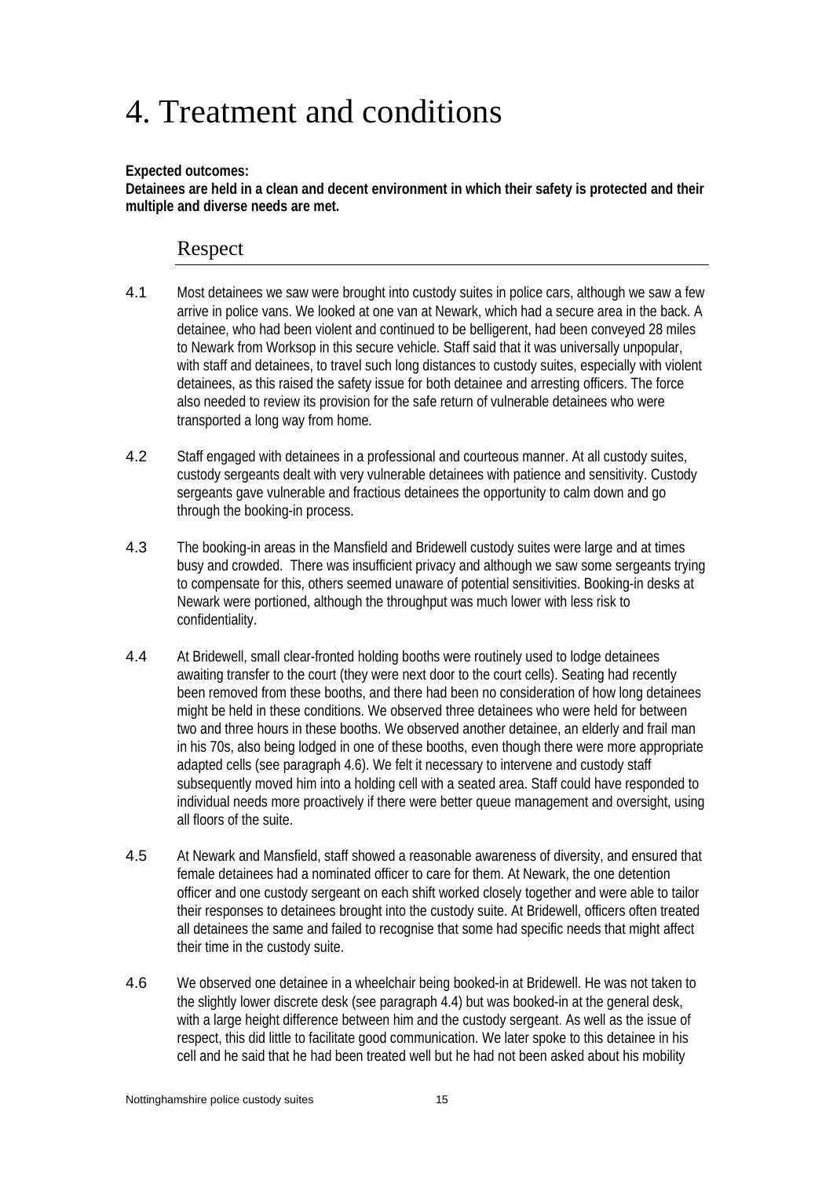# 4. Treatment and conditions

**Expected outcomes:**
**Detainees are held in a clean and decent environment in which their safety is protected and their multiple and diverse needs are met.**

## Respect

4.1 Most detainees we saw were brought into custody suites in police cars, although we saw a few arrive in police vans. We looked at one van at Newark, which had a secure area in the back. A detainee, who had been violent and continued to be belligerent, had been conveyed 28 miles to Newark from Worksop in this secure vehicle. Staff said that it was universally unpopular, with staff and detainees, to travel such long distances to custody suites, especially with violent detainees, as this raised the safety issue for both detainee and arresting officers. The force also needed to review its provision for the safe return of vulnerable detainees who were transported a long way from home.

4.2 Staff engaged with detainees in a professional and courteous manner. At all custody suites, custody sergeants dealt with very vulnerable detainees with patience and sensitivity. Custody sergeants gave vulnerable and fractious detainees the opportunity to calm down and go through the booking-in process.

4.3 The booking-in areas in the Mansfield and Bridewell custody suites were large and at times busy and crowded. There was insufficient privacy and although we saw some sergeants trying to compensate for this, others seemed unaware of potential sensitivities. Booking-in desks at Newark were portioned, although the throughput was much lower with less risk to confidentiality.

4.4 At Bridewell, small clear-fronted holding booths were routinely used to lodge detainees awaiting transfer to the court (they were next door to the court cells). Seating had recently been removed from these booths, and there had been no consideration of how long detainees might be held in these conditions. We observed three detainees who were held for between two and three hours in these booths. We observed another detainee, an elderly and frail man in his 70s, also being lodged in one of these booths, even though there were more appropriate adapted cells (see paragraph 4.6). We felt it necessary to intervene and custody staff subsequently moved him into a holding cell with a seated area. Staff could have responded to individual needs more proactively if there were better queue management and oversight, using all floors of the suite.

4.5 At Newark and Mansfield, staff showed a reasonable awareness of diversity, and ensured that female detainees had a nominated officer to care for them. At Newark, the one detention officer and one custody sergeant on each shift worked closely together and were able to tailor their responses to detainees brought into the custody suite. At Bridewell, officers often treated all detainees the same and failed to recognise that some had specific needs that might affect their time in the custody suite.

4.6 We observed one detainee in a wheelchair being booked-in at Bridewell. He was not taken to the slightly lower discrete desk (see paragraph 4.4) but was booked-in at the general desk, with a large height difference between him and the custody sergeant. As well as the issue of respect, this did little to facilitate good communication. We later spoke to this detainee in his cell and he said that he had been treated well but he had not been asked about his mobility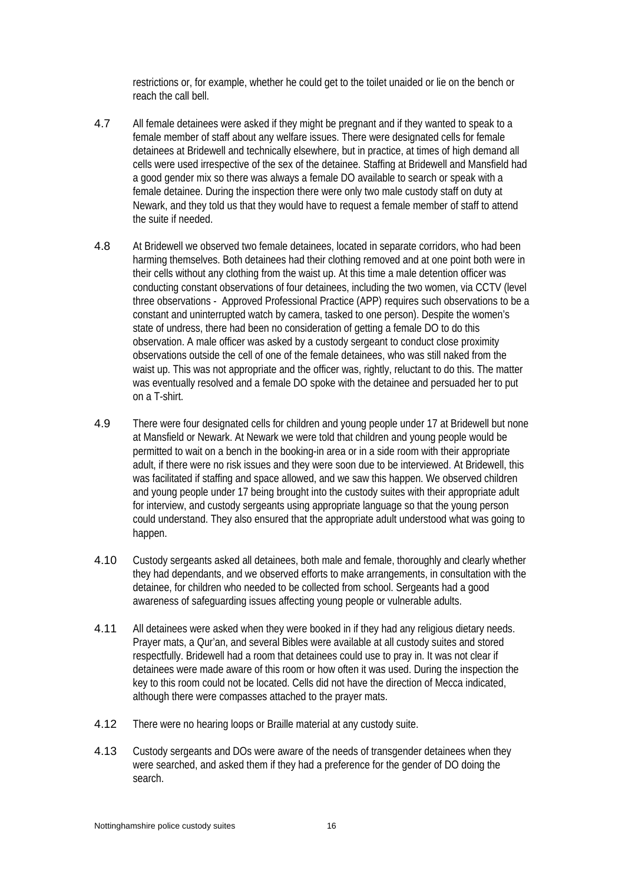restrictions or, for example, whether he could get to the toilet unaided or lie on the bench or reach the call bell.

4.7 All female detainees were asked if they might be pregnant and if they wanted to speak to a female member of staff about any welfare issues. There were designated cells for female detainees at Bridewell and technically elsewhere, but in practice, at times of high demand all cells were used irrespective of the sex of the detainee. Staffing at Bridewell and Mansfield had a good gender mix so there was always a female DO available to search or speak with a female detainee. During the inspection there were only two male custody staff on duty at Newark, and they told us that they would have to request a female member of staff to attend the suite if needed.

4.8 At Bridewell we observed two female detainees, located in separate corridors, who had been harming themselves. Both detainees had their clothing removed and at one point both were in their cells without any clothing from the waist up. At this time a male detention officer was conducting constant observations of four detainees, including the two women, via CCTV (level three observations - Approved Professional Practice (APP) requires such observations to be a constant and uninterrupted watch by camera, tasked to one person). Despite the women's state of undress, there had been no consideration of getting a female DO to do this observation. A male officer was asked by a custody sergeant to conduct close proximity observations outside the cell of one of the female detainees, who was still naked from the waist up. This was not appropriate and the officer was, rightly, reluctant to do this. The matter was eventually resolved and a female DO spoke with the detainee and persuaded her to put on a T-shirt.

4.9 There were four designated cells for children and young people under 17 at Bridewell but none at Mansfield or Newark. At Newark we were told that children and young people would be permitted to wait on a bench in the booking-in area or in a side room with their appropriate adult, if there were no risk issues and they were soon due to be interviewed. At Bridewell, this was facilitated if staffing and space allowed, and we saw this happen. We observed children and young people under 17 being brought into the custody suites with their appropriate adult for interview, and custody sergeants using appropriate language so that the young person could understand. They also ensured that the appropriate adult understood what was going to happen.

4.10 Custody sergeants asked all detainees, both male and female, thoroughly and clearly whether they had dependants, and we observed efforts to make arrangements, in consultation with the detainee, for children who needed to be collected from school. Sergeants had a good awareness of safeguarding issues affecting young people or vulnerable adults.

4.11 All detainees were asked when they were booked in if they had any religious dietary needs. Prayer mats, a Qur'an, and several Bibles were available at all custody suites and stored respectfully. Bridewell had a room that detainees could use to pray in. It was not clear if detainees were made aware of this room or how often it was used. During the inspection the key to this room could not be located. Cells did not have the direction of Mecca indicated, although there were compasses attached to the prayer mats.

4.12 There were no hearing loops or Braille material at any custody suite.

4.13 Custody sergeants and DOs were aware of the needs of transgender detainees when they were searched, and asked them if they had a preference for the gender of DO doing the search.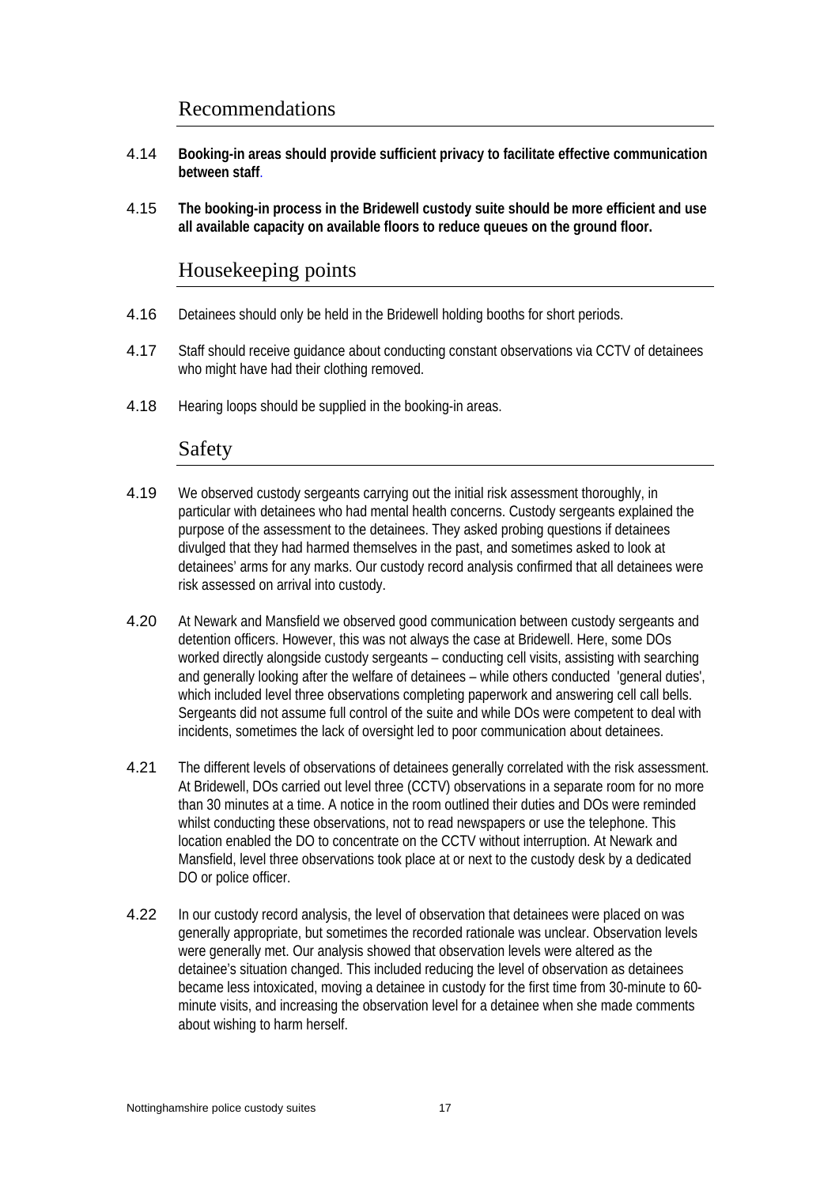## Recommendations

4.14 **Booking-in areas should provide sufficient privacy to facilitate effective communication between staff**.

4.15 **The booking-in process in the Bridewell custody suite should be more efficient and use all available capacity on available floors to reduce queues on the ground floor.**

## Housekeeping points

4.16 Detainees should only be held in the Bridewell holding booths for short periods.

4.17 Staff should receive guidance about conducting constant observations via CCTV of detainees who might have had their clothing removed.

4.18 Hearing loops should be supplied in the booking-in areas.

## Safety

4.19 We observed custody sergeants carrying out the initial risk assessment thoroughly, in particular with detainees who had mental health concerns. Custody sergeants explained the purpose of the assessment to the detainees. They asked probing questions if detainees divulged that they had harmed themselves in the past, and sometimes asked to look at detainees' arms for any marks. Our custody record analysis confirmed that all detainees were risk assessed on arrival into custody.

4.20 At Newark and Mansfield we observed good communication between custody sergeants and detention officers. However, this was not always the case at Bridewell. Here, some DOs worked directly alongside custody sergeants – conducting cell visits, assisting with searching and generally looking after the welfare of detainees – while others conducted 'general duties', which included level three observations completing paperwork and answering cell call bells. Sergeants did not assume full control of the suite and while DOs were competent to deal with incidents, sometimes the lack of oversight led to poor communication about detainees.

4.21 The different levels of observations of detainees generally correlated with the risk assessment. At Bridewell, DOs carried out level three (CCTV) observations in a separate room for no more than 30 minutes at a time. A notice in the room outlined their duties and DOs were reminded whilst conducting these observations, not to read newspapers or use the telephone. This location enabled the DO to concentrate on the CCTV without interruption. At Newark and Mansfield, level three observations took place at or next to the custody desk by a dedicated DO or police officer.

4.22 In our custody record analysis, the level of observation that detainees were placed on was generally appropriate, but sometimes the recorded rationale was unclear. Observation levels were generally met. Our analysis showed that observation levels were altered as the detainee's situation changed. This included reducing the level of observation as detainees became less intoxicated, moving a detainee in custody for the first time from 30-minute to 60-minute visits, and increasing the observation level for a detainee when she made comments about wishing to harm herself.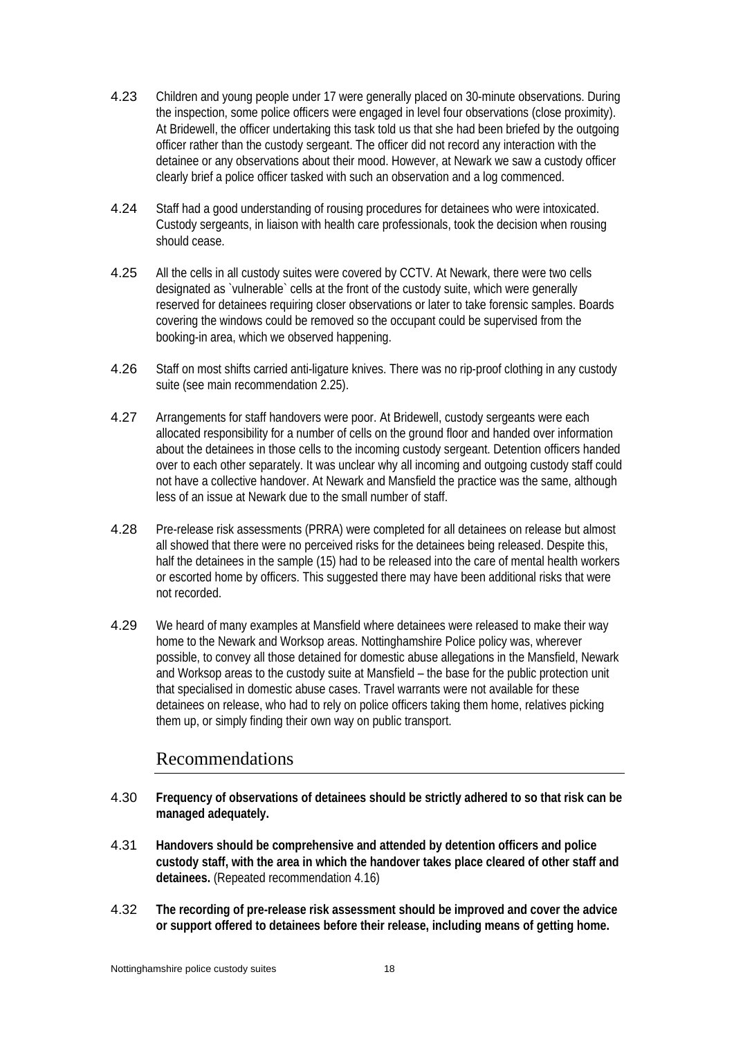4.23 Children and young people under 17 were generally placed on 30-minute observations. During the inspection, some police officers were engaged in level four observations (close proximity). At Bridewell, the officer undertaking this task told us that she had been briefed by the outgoing officer rather than the custody sergeant. The officer did not record any interaction with the detainee or any observations about their mood. However, at Newark we saw a custody officer clearly brief a police officer tasked with such an observation and a log commenced.

4.24 Staff had a good understanding of rousing procedures for detainees who were intoxicated. Custody sergeants, in liaison with health care professionals, took the decision when rousing should cease.

4.25 All the cells in all custody suites were covered by CCTV. At Newark, there were two cells designated as `vulnerable` cells at the front of the custody suite, which were generally reserved for detainees requiring closer observations or later to take forensic samples. Boards covering the windows could be removed so the occupant could be supervised from the booking-in area, which we observed happening.

4.26 Staff on most shifts carried anti-ligature knives. There was no rip-proof clothing in any custody suite (see main recommendation 2.25).

4.27 Arrangements for staff handovers were poor. At Bridewell, custody sergeants were each allocated responsibility for a number of cells on the ground floor and handed over information about the detainees in those cells to the incoming custody sergeant. Detention officers handed over to each other separately. It was unclear why all incoming and outgoing custody staff could not have a collective handover. At Newark and Mansfield the practice was the same, although less of an issue at Newark due to the small number of staff.

4.28 Pre-release risk assessments (PRRA) were completed for all detainees on release but almost all showed that there were no perceived risks for the detainees being released. Despite this, half the detainees in the sample (15) had to be released into the care of mental health workers or escorted home by officers. This suggested there may have been additional risks that were not recorded.

4.29 We heard of many examples at Mansfield where detainees were released to make their way home to the Newark and Worksop areas. Nottinghamshire Police policy was, wherever possible, to convey all those detained for domestic abuse allegations in the Mansfield, Newark and Worksop areas to the custody suite at Mansfield – the base for the public protection unit that specialised in domestic abuse cases. Travel warrants were not available for these detainees on release, who had to rely on police officers taking them home, relatives picking them up, or simply finding their own way on public transport.

## Recommendations

4.30 **Frequency of observations of detainees should be strictly adhered to so that risk can be managed adequately.**

4.31 **Handovers should be comprehensive and attended by detention officers and police custody staff, with the area in which the handover takes place cleared of other staff and detainees.** (Repeated recommendation 4.16)

4.32 **The recording of pre-release risk assessment should be improved and cover the advice or support offered to detainees before their release, including means of getting home.**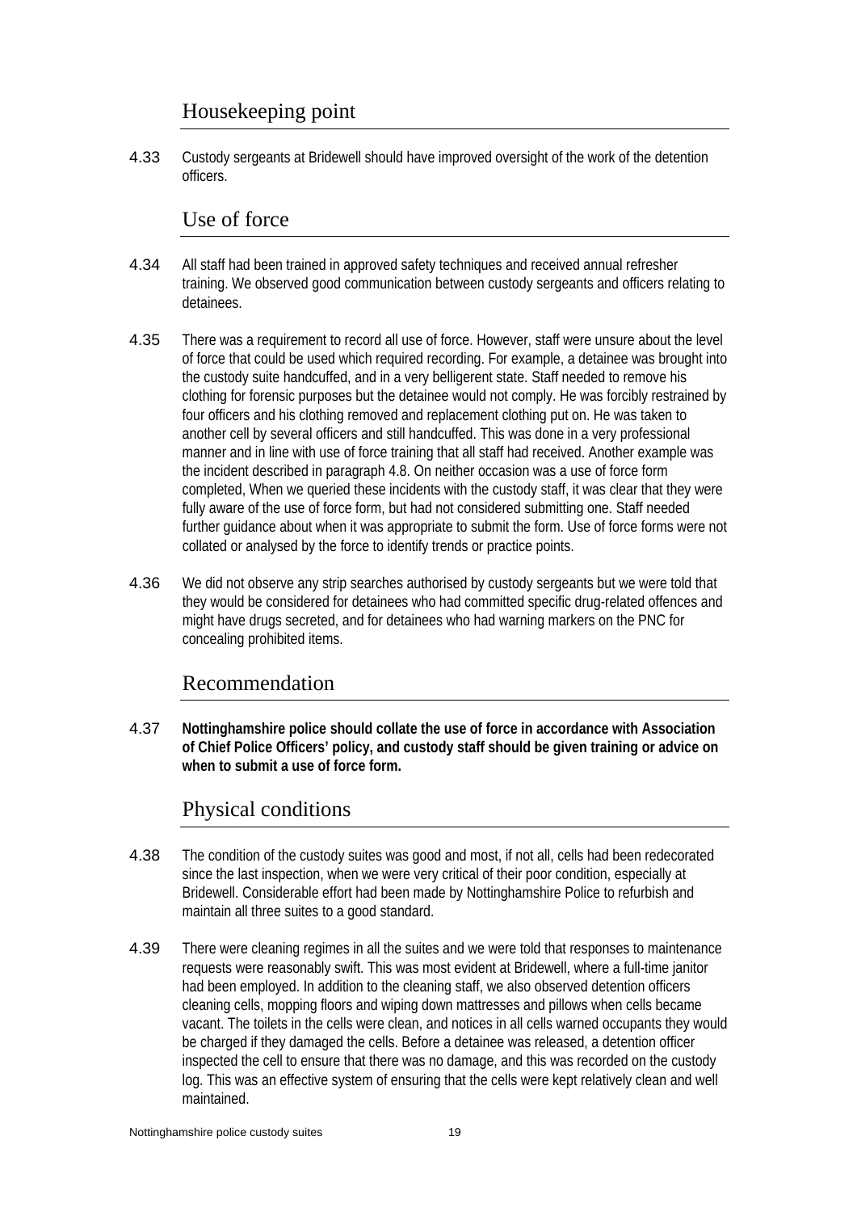## Housekeeping point

4.33 Custody sergeants at Bridewell should have improved oversight of the work of the detention officers.

## Use of force

4.34 All staff had been trained in approved safety techniques and received annual refresher training. We observed good communication between custody sergeants and officers relating to detainees.

4.35 There was a requirement to record all use of force. However, staff were unsure about the level of force that could be used which required recording. For example, a detainee was brought into the custody suite handcuffed, and in a very belligerent state. Staff needed to remove his clothing for forensic purposes but the detainee would not comply. He was forcibly restrained by four officers and his clothing removed and replacement clothing put on. He was taken to another cell by several officers and still handcuffed. This was done in a very professional manner and in line with use of force training that all staff had received. Another example was the incident described in paragraph 4.8. On neither occasion was a use of force form completed, When we queried these incidents with the custody staff, it was clear that they were fully aware of the use of force form, but had not considered submitting one. Staff needed further guidance about when it was appropriate to submit the form. Use of force forms were not collated or analysed by the force to identify trends or practice points.

4.36 We did not observe any strip searches authorised by custody sergeants but we were told that they would be considered for detainees who had committed specific drug-related offences and might have drugs secreted, and for detainees who had warning markers on the PNC for concealing prohibited items.

## Recommendation

4.37 **Nottinghamshire police should collate the use of force in accordance with Association of Chief Police Officers' policy, and custody staff should be given training or advice on when to submit a use of force form.**

## Physical conditions

4.38 The condition of the custody suites was good and most, if not all, cells had been redecorated since the last inspection, when we were very critical of their poor condition, especially at Bridewell. Considerable effort had been made by Nottinghamshire Police to refurbish and maintain all three suites to a good standard.

4.39 There were cleaning regimes in all the suites and we were told that responses to maintenance requests were reasonably swift. This was most evident at Bridewell, where a full-time janitor had been employed. In addition to the cleaning staff, we also observed detention officers cleaning cells, mopping floors and wiping down mattresses and pillows when cells became vacant. The toilets in the cells were clean, and notices in all cells warned occupants they would be charged if they damaged the cells. Before a detainee was released, a detention officer inspected the cell to ensure that there was no damage, and this was recorded on the custody log. This was an effective system of ensuring that the cells were kept relatively clean and well maintained.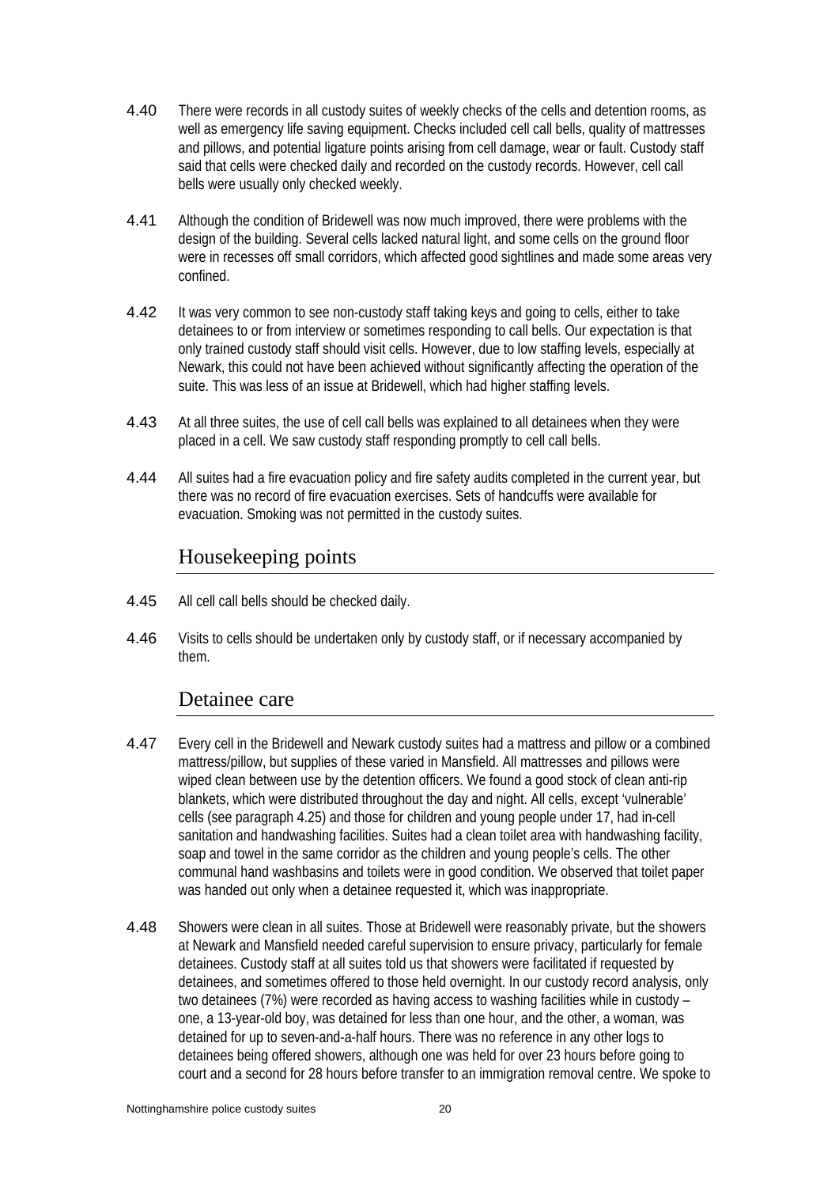4.40 There were records in all custody suites of weekly checks of the cells and detention rooms, as well as emergency life saving equipment. Checks included cell call bells, quality of mattresses and pillows, and potential ligature points arising from cell damage, wear or fault. Custody staff said that cells were checked daily and recorded on the custody records. However, cell call bells were usually only checked weekly.

4.41 Although the condition of Bridewell was now much improved, there were problems with the design of the building. Several cells lacked natural light, and some cells on the ground floor were in recesses off small corridors, which affected good sightlines and made some areas very confined.

4.42 It was very common to see non-custody staff taking keys and going to cells, either to take detainees to or from interview or sometimes responding to call bells. Our expectation is that only trained custody staff should visit cells. However, due to low staffing levels, especially at Newark, this could not have been achieved without significantly affecting the operation of the suite. This was less of an issue at Bridewell, which had higher staffing levels.

4.43 At all three suites, the use of cell call bells was explained to all detainees when they were placed in a cell. We saw custody staff responding promptly to cell call bells.

4.44 All suites had a fire evacuation policy and fire safety audits completed in the current year, but there was no record of fire evacuation exercises. Sets of handcuffs were available for evacuation. Smoking was not permitted in the custody suites.

## Housekeeping points

4.45 All cell call bells should be checked daily.

4.46 Visits to cells should be undertaken only by custody staff, or if necessary accompanied by them.

## Detainee care

4.47 Every cell in the Bridewell and Newark custody suites had a mattress and pillow or a combined mattress/pillow, but supplies of these varied in Mansfield. All mattresses and pillows were wiped clean between use by the detention officers. We found a good stock of clean anti-rip blankets, which were distributed throughout the day and night. All cells, except 'vulnerable' cells (see paragraph 4.25) and those for children and young people under 17, had in-cell sanitation and handwashing facilities. Suites had a clean toilet area with handwashing facility, soap and towel in the same corridor as the children and young people's cells. The other communal hand washbasins and toilets were in good condition. We observed that toilet paper was handed out only when a detainee requested it, which was inappropriate.

4.48 Showers were clean in all suites. Those at Bridewell were reasonably private, but the showers at Newark and Mansfield needed careful supervision to ensure privacy, particularly for female detainees. Custody staff at all suites told us that showers were facilitated if requested by detainees, and sometimes offered to those held overnight. In our custody record analysis, only two detainees (7%) were recorded as having access to washing facilities while in custody – one, a 13-year-old boy, was detained for less than one hour, and the other, a woman, was detained for up to seven-and-a-half hours. There was no reference in any other logs to detainees being offered showers, although one was held for over 23 hours before going to court and a second for 28 hours before transfer to an immigration removal centre. We spoke to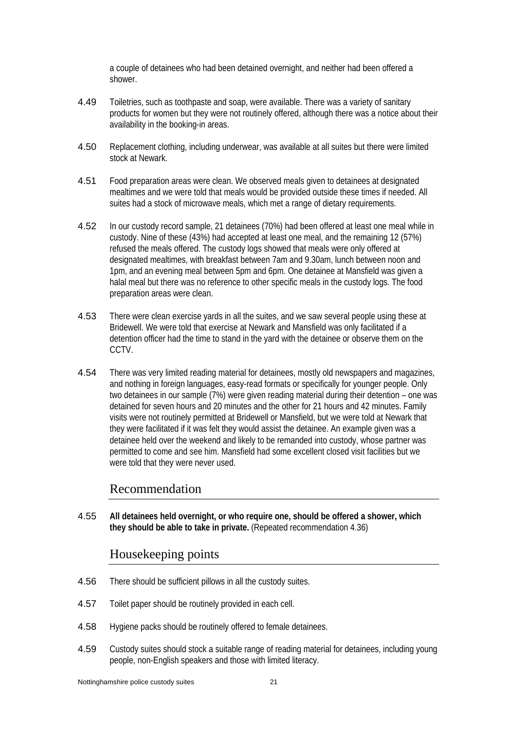a couple of detainees who had been detained overnight, and neither had been offered a shower.

4.49 Toiletries, such as toothpaste and soap, were available. There was a variety of sanitary products for women but they were not routinely offered, although there was a notice about their availability in the booking-in areas.

4.50 Replacement clothing, including underwear, was available at all suites but there were limited stock at Newark.

4.51 Food preparation areas were clean. We observed meals given to detainees at designated mealtimes and we were told that meals would be provided outside these times if needed. All suites had a stock of microwave meals, which met a range of dietary requirements.

4.52 In our custody record sample, 21 detainees (70%) had been offered at least one meal while in custody. Nine of these (43%) had accepted at least one meal, and the remaining 12 (57%) refused the meals offered. The custody logs showed that meals were only offered at designated mealtimes, with breakfast between 7am and 9.30am, lunch between noon and 1pm, and an evening meal between 5pm and 6pm. One detainee at Mansfield was given a halal meal but there was no reference to other specific meals in the custody logs. The food preparation areas were clean.

4.53 There were clean exercise yards in all the suites, and we saw several people using these at Bridewell. We were told that exercise at Newark and Mansfield was only facilitated if a detention officer had the time to stand in the yard with the detainee or observe them on the CCTV.

4.54 There was very limited reading material for detainees, mostly old newspapers and magazines, and nothing in foreign languages, easy-read formats or specifically for younger people. Only two detainees in our sample (7%) were given reading material during their detention – one was detained for seven hours and 20 minutes and the other for 21 hours and 42 minutes. Family visits were not routinely permitted at Bridewell or Mansfield, but we were told at Newark that they were facilitated if it was felt they would assist the detainee. An example given was a detainee held over the weekend and likely to be remanded into custody, whose partner was permitted to come and see him. Mansfield had some excellent closed visit facilities but we were told that they were never used.

## Recommendation

4.55 **All detainees held overnight, or who require one, should be offered a shower, which they should be able to take in private.** (Repeated recommendation 4.36)

## Housekeeping points

4.56 There should be sufficient pillows in all the custody suites.

4.57 Toilet paper should be routinely provided in each cell.

4.58 Hygiene packs should be routinely offered to female detainees.

4.59 Custody suites should stock a suitable range of reading material for detainees, including young people, non-English speakers and those with limited literacy.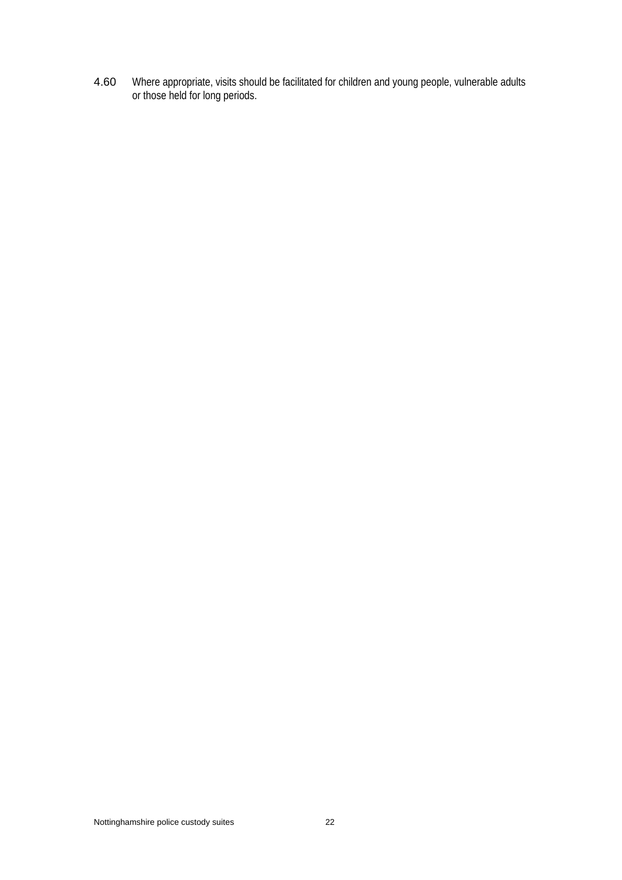4.60 Where appropriate, visits should be facilitated for children and young people, vulnerable adults or those held for long periods.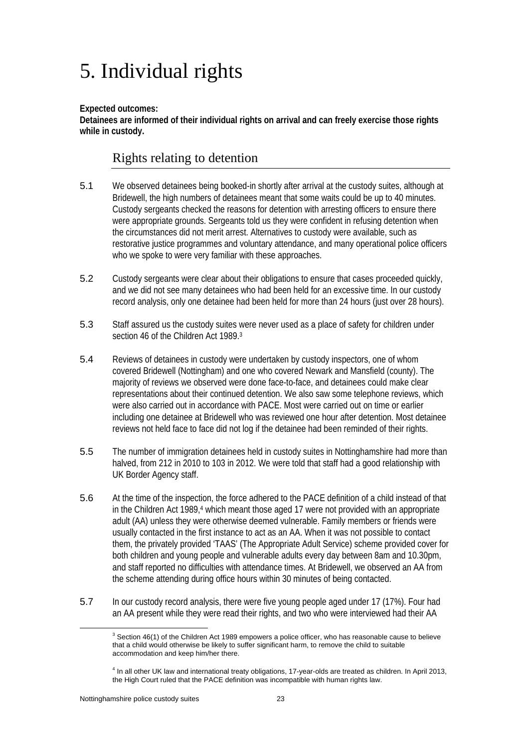# 5. Individual rights

**Expected outcomes:**
**Detainees are informed of their individual rights on arrival and can freely exercise those rights while in custody.**

## Rights relating to detention

5.1 We observed detainees being booked-in shortly after arrival at the custody suites, although at Bridewell, the high numbers of detainees meant that some waits could be up to 40 minutes. Custody sergeants checked the reasons for detention with arresting officers to ensure there were appropriate grounds. Sergeants told us they were confident in refusing detention when the circumstances did not merit arrest. Alternatives to custody were available, such as restorative justice programmes and voluntary attendance, and many operational police officers who we spoke to were very familiar with these approaches.

5.2 Custody sergeants were clear about their obligations to ensure that cases proceeded quickly, and we did not see many detainees who had been held for an excessive time. In our custody record analysis, only one detainee had been held for more than 24 hours (just over 28 hours).

5.3 Staff assured us the custody suites were never used as a place of safety for children under section 46 of the Children Act 1989.[3]

5.4 Reviews of detainees in custody were undertaken by custody inspectors, one of whom covered Bridewell (Nottingham) and one who covered Newark and Mansfield (county). The majority of reviews we observed were done face-to-face, and detainees could make clear representations about their continued detention. We also saw some telephone reviews, which were also carried out in accordance with PACE. Most were carried out on time or earlier including one detainee at Bridewell who was reviewed one hour after detention. Most detainee reviews not held face to face did not log if the detainee had been reminded of their rights.

5.5 The number of immigration detainees held in custody suites in Nottinghamshire had more than halved, from 212 in 2010 to 103 in 2012. We were told that staff had a good relationship with UK Border Agency staff.

5.6 At the time of the inspection, the force adhered to the PACE definition of a child instead of that in the Children Act 1989,[4] which meant those aged 17 were not provided with an appropriate adult (AA) unless they were otherwise deemed vulnerable. Family members or friends were usually contacted in the first instance to act as an AA. When it was not possible to contact them, the privately provided 'TAAS' (The Appropriate Adult Service) scheme provided cover for both children and young people and vulnerable adults every day between 8am and 10.30pm, and staff reported no difficulties with attendance times. At Bridewell, we observed an AA from the scheme attending during office hours within 30 minutes of being contacted.

5.7 In our custody record analysis, there were five young people aged under 17 (17%). Four had an AA present while they were read their rights, and two who were interviewed had their AA

---

[3] Section 46(1) of the Children Act 1989 empowers a police officer, who has reasonable cause to believe that a child would otherwise be likely to suffer significant harm, to remove the child to suitable accommodation and keep him/her there.

[4] In all other UK law and international treaty obligations, 17-year-olds are treated as children. In April 2013, the High Court ruled that the PACE definition was incompatible with human rights law.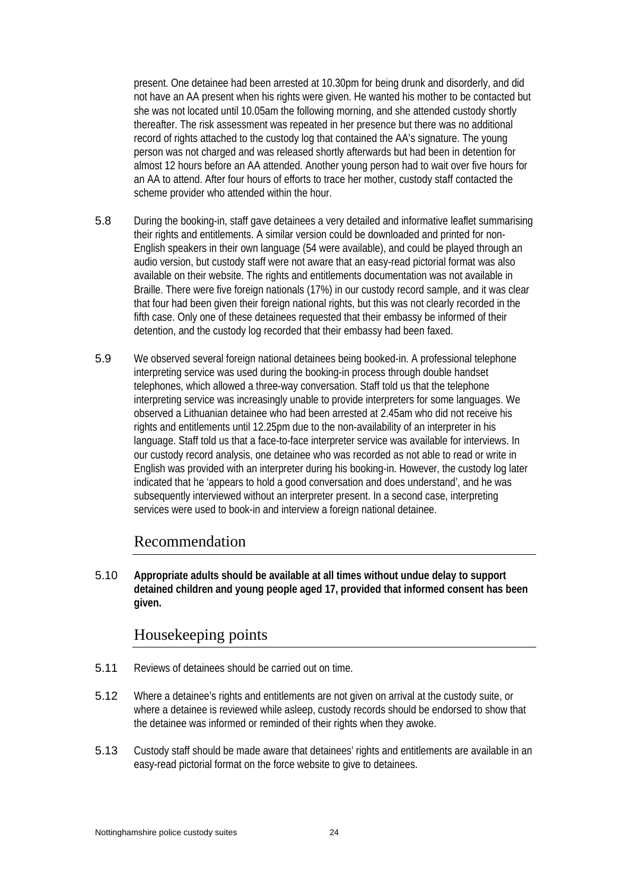present. One detainee had been arrested at 10.30pm for being drunk and disorderly, and did not have an AA present when his rights were given. He wanted his mother to be contacted but she was not located until 10.05am the following morning, and she attended custody shortly thereafter. The risk assessment was repeated in her presence but there was no additional record of rights attached to the custody log that contained the AA's signature. The young person was not charged and was released shortly afterwards but had been in detention for almost 12 hours before an AA attended. Another young person had to wait over five hours for an AA to attend. After four hours of efforts to trace her mother, custody staff contacted the scheme provider who attended within the hour.

5.8 During the booking-in, staff gave detainees a very detailed and informative leaflet summarising their rights and entitlements. A similar version could be downloaded and printed for non-English speakers in their own language (54 were available), and could be played through an audio version, but custody staff were not aware that an easy-read pictorial format was also available on their website. The rights and entitlements documentation was not available in Braille. There were five foreign nationals (17%) in our custody record sample, and it was clear that four had been given their foreign national rights, but this was not clearly recorded in the fifth case. Only one of these detainees requested that their embassy be informed of their detention, and the custody log recorded that their embassy had been faxed.

5.9 We observed several foreign national detainees being booked-in. A professional telephone interpreting service was used during the booking-in process through double handset telephones, which allowed a three-way conversation. Staff told us that the telephone interpreting service was increasingly unable to provide interpreters for some languages. We observed a Lithuanian detainee who had been arrested at 2.45am who did not receive his rights and entitlements until 12.25pm due to the non-availability of an interpreter in his language. Staff told us that a face-to-face interpreter service was available for interviews. In our custody record analysis, one detainee who was recorded as not able to read or write in English was provided with an interpreter during his booking-in. However, the custody log later indicated that he 'appears to hold a good conversation and does understand', and he was subsequently interviewed without an interpreter present. In a second case, interpreting services were used to book-in and interview a foreign national detainee.

## Recommendation

5.10 **Appropriate adults should be available at all times without undue delay to support detained children and young people aged 17, provided that informed consent has been given.**

## Housekeeping points

5.11 Reviews of detainees should be carried out on time.

5.12 Where a detainee's rights and entitlements are not given on arrival at the custody suite, or where a detainee is reviewed while asleep, custody records should be endorsed to show that the detainee was informed or reminded of their rights when they awoke.

5.13 Custody staff should be made aware that detainees' rights and entitlements are available in an easy-read pictorial format on the force website to give to detainees.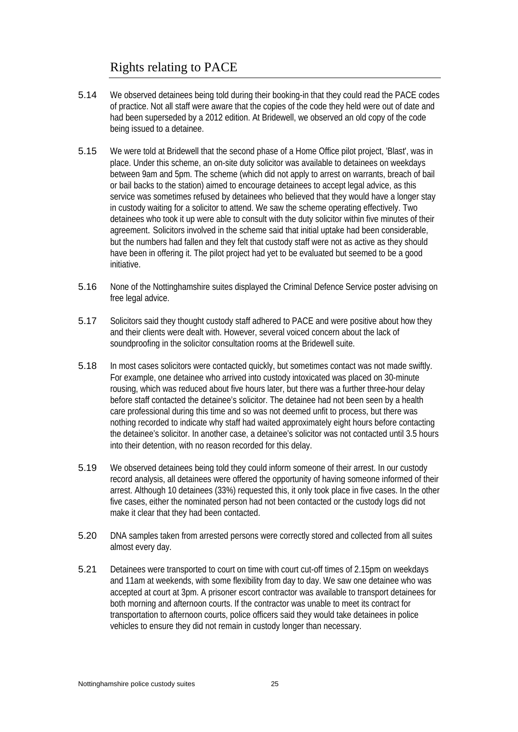## Rights relating to PACE

5.14 We observed detainees being told during their booking-in that they could read the PACE codes of practice. Not all staff were aware that the copies of the code they held were out of date and had been superseded by a 2012 edition. At Bridewell, we observed an old copy of the code being issued to a detainee.

5.15 We were told at Bridewell that the second phase of a Home Office pilot project, 'Blast', was in place. Under this scheme, an on-site duty solicitor was available to detainees on weekdays between 9am and 5pm. The scheme (which did not apply to arrest on warrants, breach of bail or bail backs to the station) aimed to encourage detainees to accept legal advice, as this service was sometimes refused by detainees who believed that they would have a longer stay in custody waiting for a solicitor to attend. We saw the scheme operating effectively. Two detainees who took it up were able to consult with the duty solicitor within five minutes of their agreement. Solicitors involved in the scheme said that initial uptake had been considerable, but the numbers had fallen and they felt that custody staff were not as active as they should have been in offering it. The pilot project had yet to be evaluated but seemed to be a good initiative.

5.16 None of the Nottinghamshire suites displayed the Criminal Defence Service poster advising on free legal advice.

5.17 Solicitors said they thought custody staff adhered to PACE and were positive about how they and their clients were dealt with. However, several voiced concern about the lack of soundproofing in the solicitor consultation rooms at the Bridewell suite.

5.18 In most cases solicitors were contacted quickly, but sometimes contact was not made swiftly. For example, one detainee who arrived into custody intoxicated was placed on 30-minute rousing, which was reduced about five hours later, but there was a further three-hour delay before staff contacted the detainee's solicitor. The detainee had not been seen by a health care professional during this time and so was not deemed unfit to process, but there was nothing recorded to indicate why staff had waited approximately eight hours before contacting the detainee's solicitor. In another case, a detainee's solicitor was not contacted until 3.5 hours into their detention, with no reason recorded for this delay.

5.19 We observed detainees being told they could inform someone of their arrest. In our custody record analysis, all detainees were offered the opportunity of having someone informed of their arrest. Although 10 detainees (33%) requested this, it only took place in five cases. In the other five cases, either the nominated person had not been contacted or the custody logs did not make it clear that they had been contacted.

5.20 DNA samples taken from arrested persons were correctly stored and collected from all suites almost every day.

5.21 Detainees were transported to court on time with court cut-off times of 2.15pm on weekdays and 11am at weekends, with some flexibility from day to day. We saw one detainee who was accepted at court at 3pm. A prisoner escort contractor was available to transport detainees for both morning and afternoon courts. If the contractor was unable to meet its contract for transportation to afternoon courts, police officers said they would take detainees in police vehicles to ensure they did not remain in custody longer than necessary.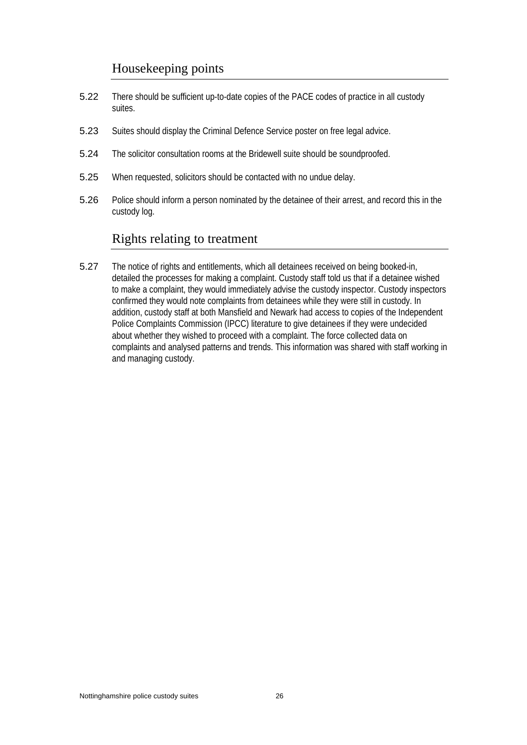## Housekeeping points

5.22 There should be sufficient up-to-date copies of the PACE codes of practice in all custody suites.

5.23 Suites should display the Criminal Defence Service poster on free legal advice.

5.24 The solicitor consultation rooms at the Bridewell suite should be soundproofed.

5.25 When requested, solicitors should be contacted with no undue delay.

5.26 Police should inform a person nominated by the detainee of their arrest, and record this in the custody log.

## Rights relating to treatment

5.27 The notice of rights and entitlements, which all detainees received on being booked-in, detailed the processes for making a complaint. Custody staff told us that if a detainee wished to make a complaint, they would immediately advise the custody inspector. Custody inspectors confirmed they would note complaints from detainees while they were still in custody. In addition, custody staff at both Mansfield and Newark had access to copies of the Independent Police Complaints Commission (IPCC) literature to give detainees if they were undecided about whether they wished to proceed with a complaint. The force collected data on complaints and analysed patterns and trends. This information was shared with staff working in and managing custody.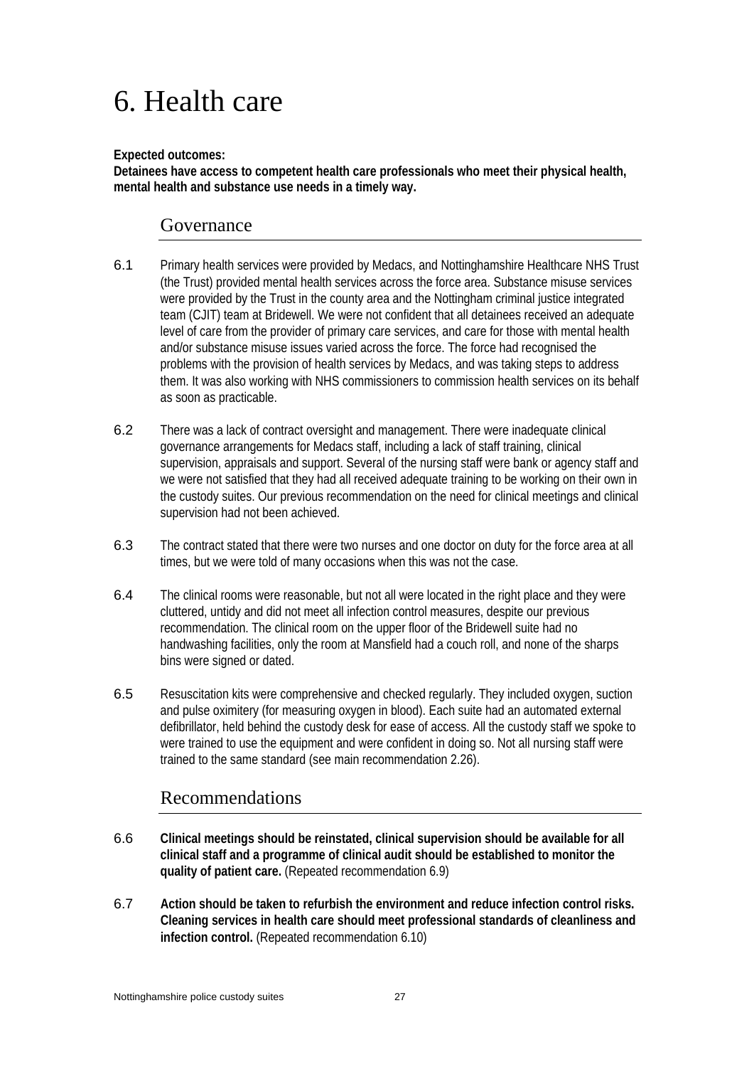# 6. Health care

**Expected outcomes:**
**Detainees have access to competent health care professionals who meet their physical health, mental health and substance use needs in a timely way.**

## Governance

6.1 Primary health services were provided by Medacs, and Nottinghamshire Healthcare NHS Trust (the Trust) provided mental health services across the force area. Substance misuse services were provided by the Trust in the county area and the Nottingham criminal justice integrated team (CJIT) team at Bridewell. We were not confident that all detainees received an adequate level of care from the provider of primary care services, and care for those with mental health and/or substance misuse issues varied across the force. The force had recognised the problems with the provision of health services by Medacs, and was taking steps to address them. It was also working with NHS commissioners to commission health services on its behalf as soon as practicable.

6.2 There was a lack of contract oversight and management. There were inadequate clinical governance arrangements for Medacs staff, including a lack of staff training, clinical supervision, appraisals and support. Several of the nursing staff were bank or agency staff and we were not satisfied that they had all received adequate training to be working on their own in the custody suites. Our previous recommendation on the need for clinical meetings and clinical supervision had not been achieved.

6.3 The contract stated that there were two nurses and one doctor on duty for the force area at all times, but we were told of many occasions when this was not the case.

6.4 The clinical rooms were reasonable, but not all were located in the right place and they were cluttered, untidy and did not meet all infection control measures, despite our previous recommendation. The clinical room on the upper floor of the Bridewell suite had no handwashing facilities, only the room at Mansfield had a couch roll, and none of the sharps bins were signed or dated.

6.5 Resuscitation kits were comprehensive and checked regularly. They included oxygen, suction and pulse oximitery (for measuring oxygen in blood). Each suite had an automated external defibrillator, held behind the custody desk for ease of access. All the custody staff we spoke to were trained to use the equipment and were confident in doing so. Not all nursing staff were trained to the same standard (see main recommendation 2.26).

## Recommendations

6.6 **Clinical meetings should be reinstated, clinical supervision should be available for all clinical staff and a programme of clinical audit should be established to monitor the quality of patient care.** (Repeated recommendation 6.9)

6.7 **Action should be taken to refurbish the environment and reduce infection control risks. Cleaning services in health care should meet professional standards of cleanliness and infection control.** (Repeated recommendation 6.10)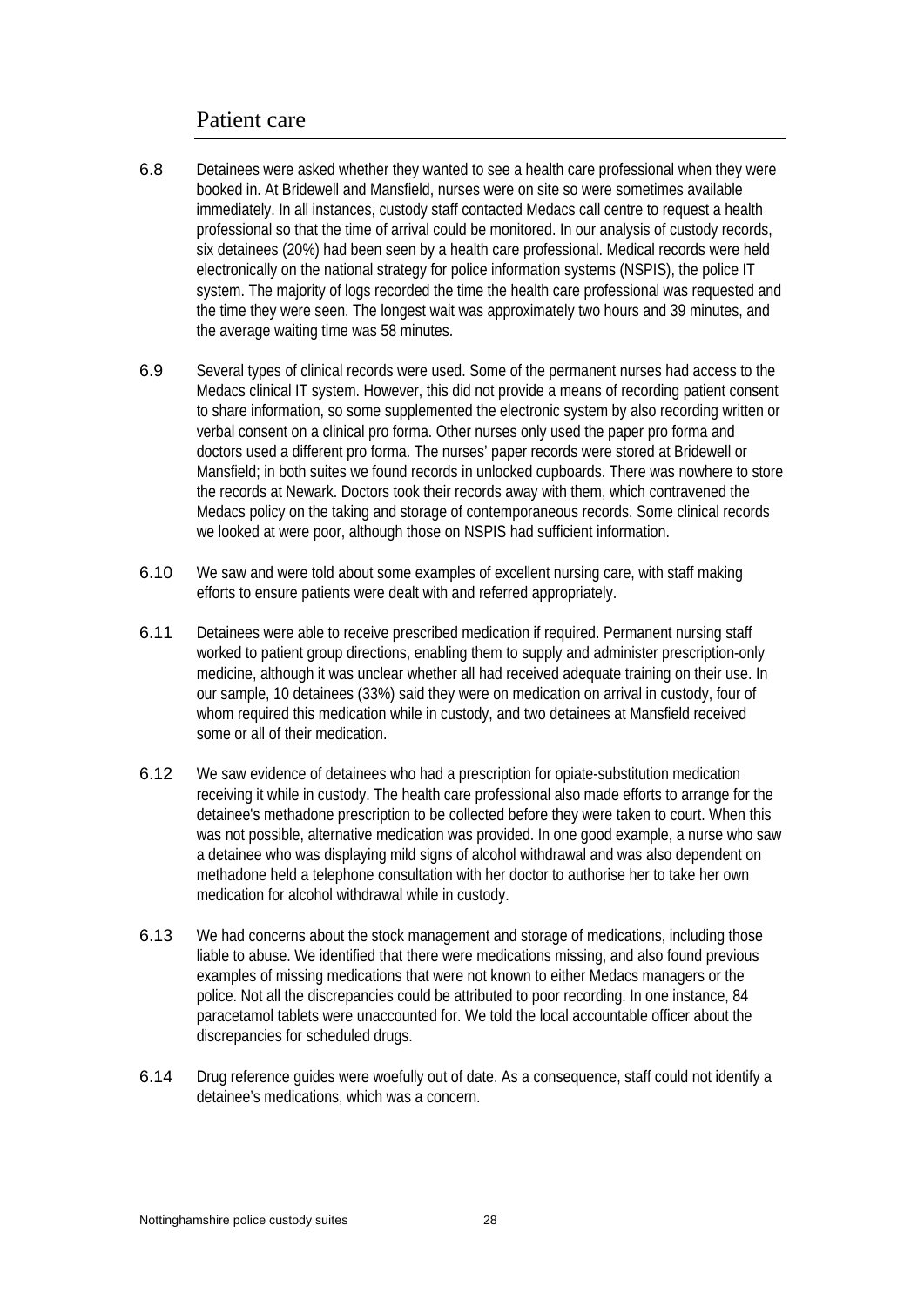## Patient care

6.8 Detainees were asked whether they wanted to see a health care professional when they were booked in. At Bridewell and Mansfield, nurses were on site so were sometimes available immediately. In all instances, custody staff contacted Medacs call centre to request a health professional so that the time of arrival could be monitored. In our analysis of custody records, six detainees (20%) had been seen by a health care professional. Medical records were held electronically on the national strategy for police information systems (NSPIS), the police IT system. The majority of logs recorded the time the health care professional was requested and the time they were seen. The longest wait was approximately two hours and 39 minutes, and the average waiting time was 58 minutes.

6.9 Several types of clinical records were used. Some of the permanent nurses had access to the Medacs clinical IT system. However, this did not provide a means of recording patient consent to share information, so some supplemented the electronic system by also recording written or verbal consent on a clinical pro forma. Other nurses only used the paper pro forma and doctors used a different pro forma. The nurses' paper records were stored at Bridewell or Mansfield; in both suites we found records in unlocked cupboards. There was nowhere to store the records at Newark. Doctors took their records away with them, which contravened the Medacs policy on the taking and storage of contemporaneous records. Some clinical records we looked at were poor, although those on NSPIS had sufficient information.

6.10 We saw and were told about some examples of excellent nursing care, with staff making efforts to ensure patients were dealt with and referred appropriately.

6.11 Detainees were able to receive prescribed medication if required. Permanent nursing staff worked to patient group directions, enabling them to supply and administer prescription-only medicine, although it was unclear whether all had received adequate training on their use. In our sample, 10 detainees (33%) said they were on medication on arrival in custody, four of whom required this medication while in custody, and two detainees at Mansfield received some or all of their medication.

6.12 We saw evidence of detainees who had a prescription for opiate-substitution medication receiving it while in custody. The health care professional also made efforts to arrange for the detainee's methadone prescription to be collected before they were taken to court. When this was not possible, alternative medication was provided. In one good example, a nurse who saw a detainee who was displaying mild signs of alcohol withdrawal and was also dependent on methadone held a telephone consultation with her doctor to authorise her to take her own medication for alcohol withdrawal while in custody.

6.13 We had concerns about the stock management and storage of medications, including those liable to abuse. We identified that there were medications missing, and also found previous examples of missing medications that were not known to either Medacs managers or the police. Not all the discrepancies could be attributed to poor recording. In one instance, 84 paracetamol tablets were unaccounted for. We told the local accountable officer about the discrepancies for scheduled drugs.

6.14 Drug reference guides were woefully out of date. As a consequence, staff could not identify a detainee's medications, which was a concern.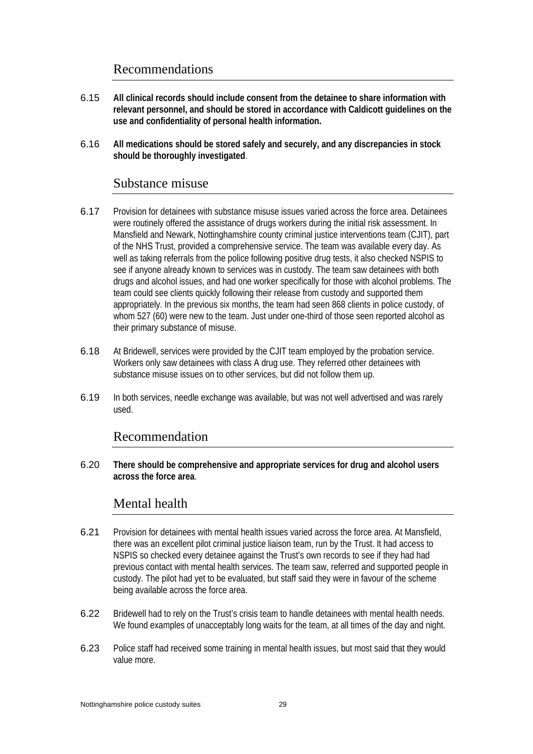## Recommendations

6.15 **All clinical records should include consent from the detainee to share information with relevant personnel, and should be stored in accordance with Caldicott guidelines on the use and confidentiality of personal health information.**

6.16 **All medications should be stored safely and securely, and any discrepancies in stock should be thoroughly investigated**.

## Substance misuse

6.17 Provision for detainees with substance misuse issues varied across the force area. Detainees were routinely offered the assistance of drugs workers during the initial risk assessment. In Mansfield and Newark, Nottinghamshire county criminal justice interventions team (CJIT), part of the NHS Trust, provided a comprehensive service. The team was available every day. As well as taking referrals from the police following positive drug tests, it also checked NSPIS to see if anyone already known to services was in custody. The team saw detainees with both drugs and alcohol issues, and had one worker specifically for those with alcohol problems. The team could see clients quickly following their release from custody and supported them appropriately. In the previous six months, the team had seen 868 clients in police custody, of whom 527 (60) were new to the team. Just under one-third of those seen reported alcohol as their primary substance of misuse.

6.18 At Bridewell, services were provided by the CJIT team employed by the probation service. Workers only saw detainees with class A drug use. They referred other detainees with substance misuse issues on to other services, but did not follow them up.

6.19 In both services, needle exchange was available, but was not well advertised and was rarely used.

## Recommendation

6.20 **There should be comprehensive and appropriate services for drug and alcohol users across the force area**.

## Mental health

6.21 Provision for detainees with mental health issues varied across the force area. At Mansfield, there was an excellent pilot criminal justice liaison team, run by the Trust. It had access to NSPIS so checked every detainee against the Trust's own records to see if they had had previous contact with mental health services. The team saw, referred and supported people in custody. The pilot had yet to be evaluated, but staff said they were in favour of the scheme being available across the force area.

6.22 Bridewell had to rely on the Trust's crisis team to handle detainees with mental health needs. We found examples of unacceptably long waits for the team, at all times of the day and night.

6.23 Police staff had received some training in mental health issues, but most said that they would value more.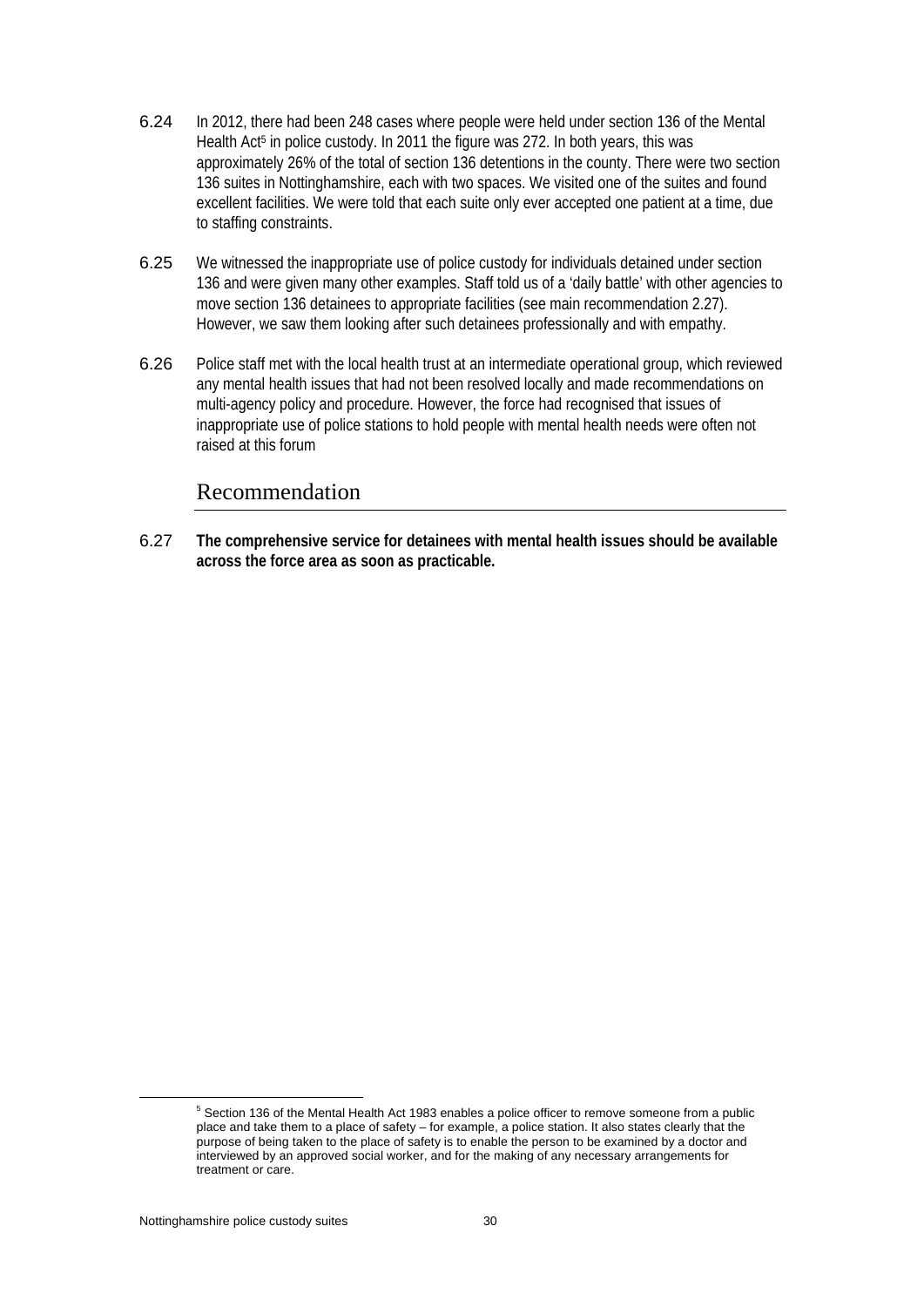6.24 In 2012, there had been 248 cases where people were held under section 136 of the Mental Health Act[5] in police custody. In 2011 the figure was 272. In both years, this was approximately 26% of the total of section 136 detentions in the county. There were two section 136 suites in Nottinghamshire, each with two spaces. We visited one of the suites and found excellent facilities. We were told that each suite only ever accepted one patient at a time, due to staffing constraints.

6.25 We witnessed the inappropriate use of police custody for individuals detained under section 136 and were given many other examples. Staff told us of a 'daily battle' with other agencies to move section 136 detainees to appropriate facilities (see main recommendation 2.27). However, we saw them looking after such detainees professionally and with empathy.

6.26 Police staff met with the local health trust at an intermediate operational group, which reviewed any mental health issues that had not been resolved locally and made recommendations on multi-agency policy and procedure. However, the force had recognised that issues of inappropriate use of police stations to hold people with mental health needs were often not raised at this forum

## Recommendation

6.27 **The comprehensive service for detainees with mental health issues should be available across the force area as soon as practicable.**

---

[5] Section 136 of the Mental Health Act 1983 enables a police officer to remove someone from a public place and take them to a place of safety – for example, a police station. It also states clearly that the purpose of being taken to the place of safety is to enable the person to be examined by a doctor and interviewed by an approved social worker, and for the making of any necessary arrangements for treatment or care.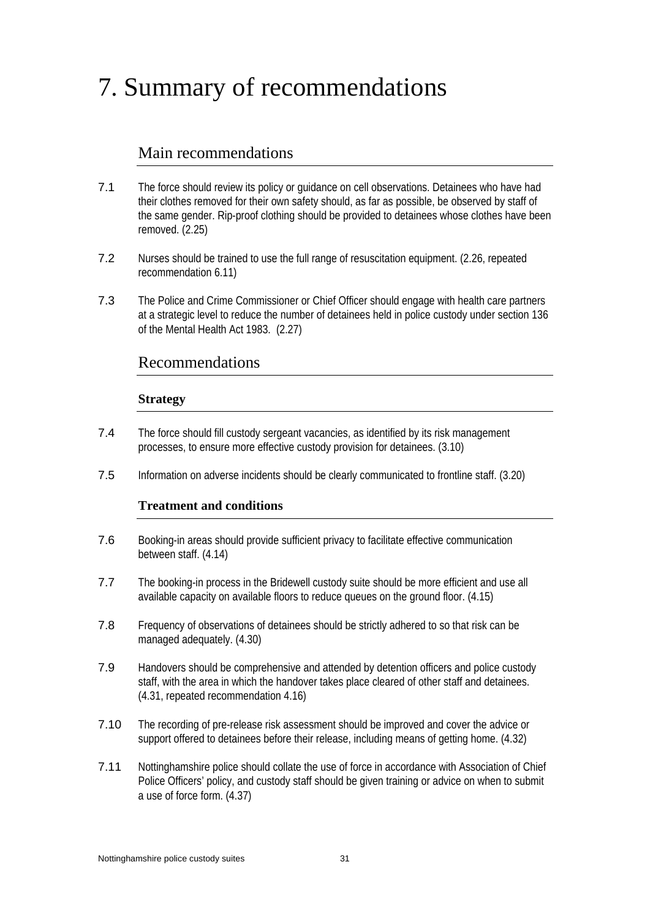# 7. Summary of recommendations

## Main recommendations

7.1 The force should review its policy or guidance on cell observations. Detainees who have had their clothes removed for their own safety should, as far as possible, be observed by staff of the same gender. Rip-proof clothing should be provided to detainees whose clothes have been removed. (2.25)

7.2 Nurses should be trained to use the full range of resuscitation equipment. (2.26, repeated recommendation 6.11)

7.3 The Police and Crime Commissioner or Chief Officer should engage with health care partners at a strategic level to reduce the number of detainees held in police custody under section 136 of the Mental Health Act 1983. (2.27)

## Recommendations

### Strategy

7.4 The force should fill custody sergeant vacancies, as identified by its risk management processes, to ensure more effective custody provision for detainees. (3.10)

7.5 Information on adverse incidents should be clearly communicated to frontline staff. (3.20)

### Treatment and conditions

7.6 Booking-in areas should provide sufficient privacy to facilitate effective communication between staff. (4.14)

7.7 The booking-in process in the Bridewell custody suite should be more efficient and use all available capacity on available floors to reduce queues on the ground floor. (4.15)

7.8 Frequency of observations of detainees should be strictly adhered to so that risk can be managed adequately. (4.30)

7.9 Handovers should be comprehensive and attended by detention officers and police custody staff, with the area in which the handover takes place cleared of other staff and detainees. (4.31, repeated recommendation 4.16)

7.10 The recording of pre-release risk assessment should be improved and cover the advice or support offered to detainees before their release, including means of getting home. (4.32)

7.11 Nottinghamshire police should collate the use of force in accordance with Association of Chief Police Officers' policy, and custody staff should be given training or advice on when to submit a use of force form. (4.37)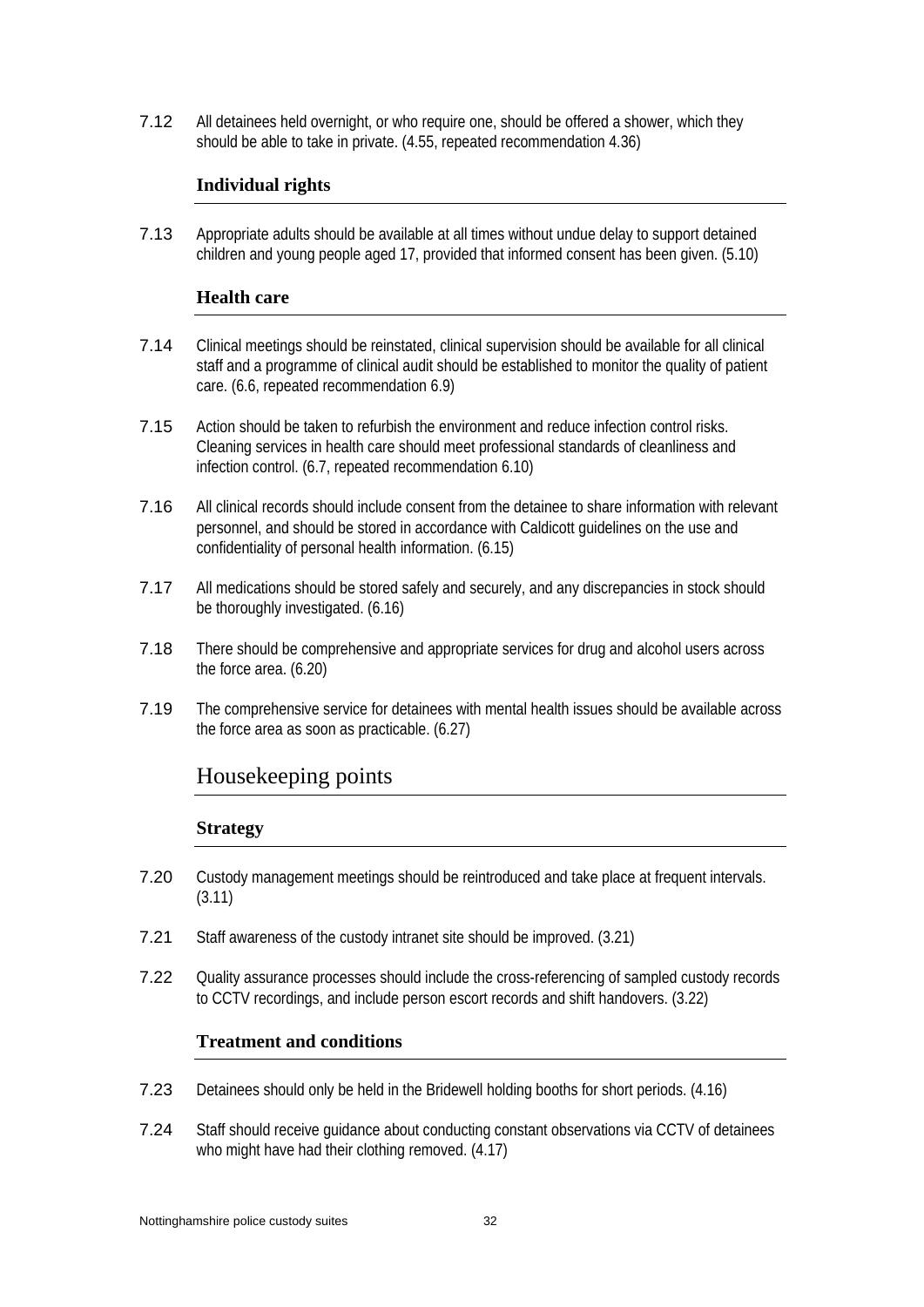7.12 All detainees held overnight, or who require one, should be offered a shower, which they should be able to take in private. (4.55, repeated recommendation 4.36)

### Individual rights

7.13 Appropriate adults should be available at all times without undue delay to support detained children and young people aged 17, provided that informed consent has been given. (5.10)

### Health care

7.14 Clinical meetings should be reinstated, clinical supervision should be available for all clinical staff and a programme of clinical audit should be established to monitor the quality of patient care. (6.6, repeated recommendation 6.9)

7.15 Action should be taken to refurbish the environment and reduce infection control risks. Cleaning services in health care should meet professional standards of cleanliness and infection control. (6.7, repeated recommendation 6.10)

7.16 All clinical records should include consent from the detainee to share information with relevant personnel, and should be stored in accordance with Caldicott guidelines on the use and confidentiality of personal health information. (6.15)

7.17 All medications should be stored safely and securely, and any discrepancies in stock should be thoroughly investigated. (6.16)

7.18 There should be comprehensive and appropriate services for drug and alcohol users across the force area. (6.20)

7.19 The comprehensive service for detainees with mental health issues should be available across the force area as soon as practicable. (6.27)

## Housekeeping points

### Strategy

7.20 Custody management meetings should be reintroduced and take place at frequent intervals. (3.11)

7.21 Staff awareness of the custody intranet site should be improved. (3.21)

7.22 Quality assurance processes should include the cross-referencing of sampled custody records to CCTV recordings, and include person escort records and shift handovers. (3.22)

### Treatment and conditions

7.23 Detainees should only be held in the Bridewell holding booths for short periods. (4.16)

7.24 Staff should receive guidance about conducting constant observations via CCTV of detainees who might have had their clothing removed. (4.17)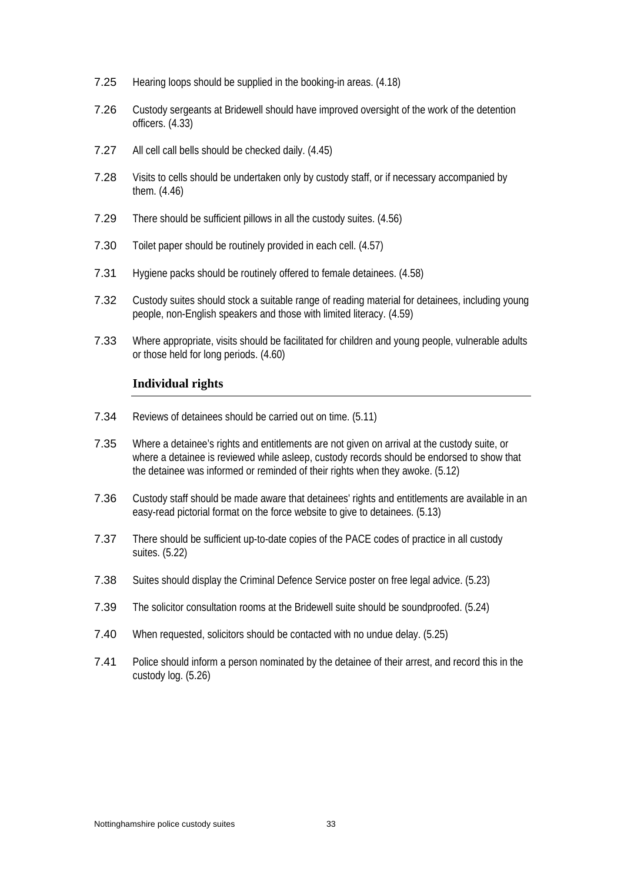7.25 Hearing loops should be supplied in the booking-in areas. (4.18)

7.26 Custody sergeants at Bridewell should have improved oversight of the work of the detention officers. (4.33)

7.27 All cell call bells should be checked daily. (4.45)

7.28 Visits to cells should be undertaken only by custody staff, or if necessary accompanied by them. (4.46)

7.29 There should be sufficient pillows in all the custody suites. (4.56)

7.30 Toilet paper should be routinely provided in each cell. (4.57)

7.31 Hygiene packs should be routinely offered to female detainees. (4.58)

7.32 Custody suites should stock a suitable range of reading material for detainees, including young people, non-English speakers and those with limited literacy. (4.59)

7.33 Where appropriate, visits should be facilitated for children and young people, vulnerable adults or those held for long periods. (4.60)

### Individual rights

7.34 Reviews of detainees should be carried out on time. (5.11)

7.35 Where a detainee's rights and entitlements are not given on arrival at the custody suite, or where a detainee is reviewed while asleep, custody records should be endorsed to show that the detainee was informed or reminded of their rights when they awoke. (5.12)

7.36 Custody staff should be made aware that detainees' rights and entitlements are available in an easy-read pictorial format on the force website to give to detainees. (5.13)

7.37 There should be sufficient up-to-date copies of the PACE codes of practice in all custody suites. (5.22)

7.38 Suites should display the Criminal Defence Service poster on free legal advice. (5.23)

7.39 The solicitor consultation rooms at the Bridewell suite should be soundproofed. (5.24)

7.40 When requested, solicitors should be contacted with no undue delay. (5.25)

7.41 Police should inform a person nominated by the detainee of their arrest, and record this in the custody log. (5.26)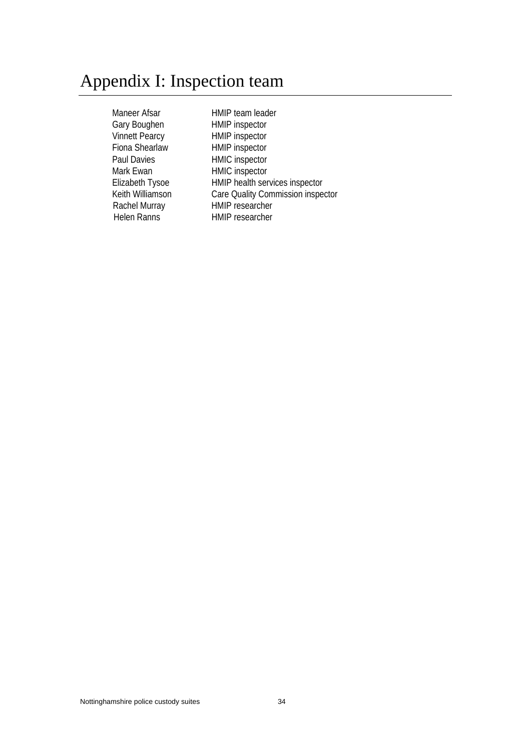# Appendix I: Inspection team

| | |
|---|---|
| Maneer Afsar | HMIP team leader |
| Gary Boughen | HMIP inspector |
| Vinnett Pearcy | HMIP inspector |
| Fiona Shearlaw | HMIP inspector |
| Paul Davies | HMIC inspector |
| Mark Ewan | HMIC inspector |
| Elizabeth Tysoe | HMIP health services inspector |
| Keith Williamson | Care Quality Commission inspector |
| Rachel Murray | HMIP researcher |
| Helen Ranns | HMIP researcher |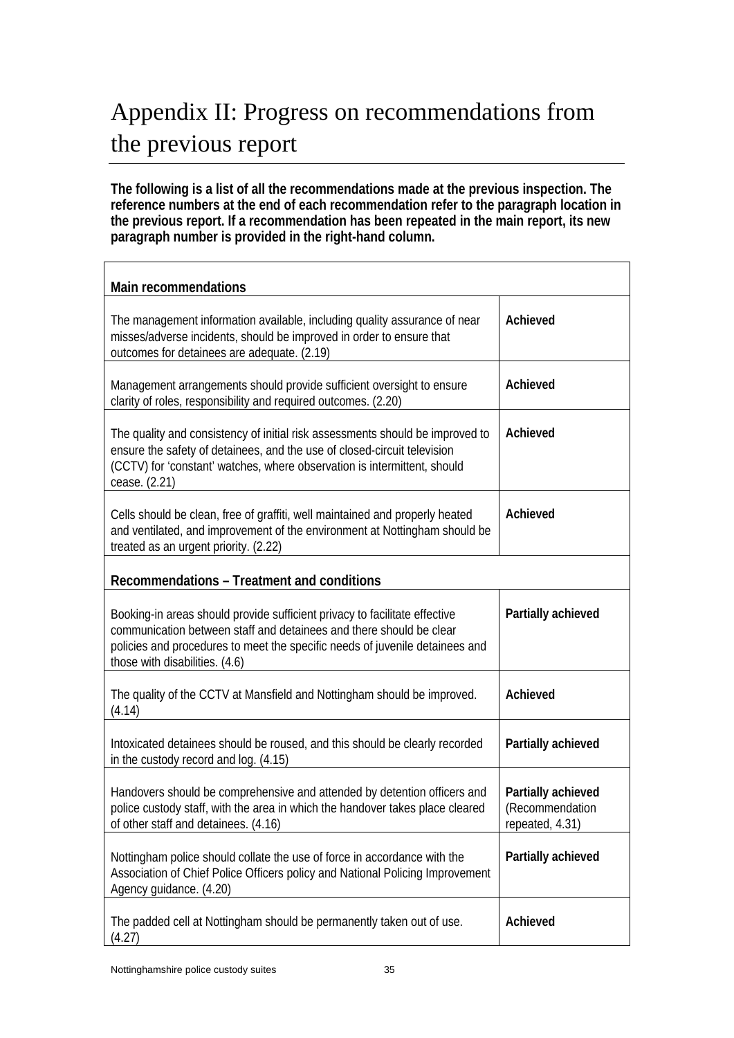# Appendix II: Progress on recommendations from the previous report

**The following is a list of all the recommendations made at the previous inspection. The reference numbers at the end of each recommendation refer to the paragraph location in the previous report. If a recommendation has been repeated in the main report, its new paragraph number is provided in the right-hand column.**

| **Main recommendations** | |
|---|---|
| The management information available, including quality assurance of near misses/adverse incidents, should be improved in order to ensure that outcomes for detainees are adequate. (2.19) | **Achieved** |
| Management arrangements should provide sufficient oversight to ensure clarity of roles, responsibility and required outcomes. (2.20) | **Achieved** |
| The quality and consistency of initial risk assessments should be improved to ensure the safety of detainees, and the use of closed-circuit television (CCTV) for 'constant' watches, where observation is intermittent, should cease. (2.21) | **Achieved** |
| Cells should be clean, free of graffiti, well maintained and properly heated and ventilated, and improvement of the environment at Nottingham should be treated as an urgent priority. (2.22) | **Achieved** |
| **Recommendations – Treatment and conditions** | |
| Booking-in areas should provide sufficient privacy to facilitate effective communication between staff and detainees and there should be clear policies and procedures to meet the specific needs of juvenile detainees and those with disabilities. (4.6) | **Partially achieved** |
| The quality of the CCTV at Mansfield and Nottingham should be improved. (4.14) | **Achieved** |
| Intoxicated detainees should be roused, and this should be clearly recorded in the custody record and log. (4.15) | **Partially achieved** |
| Handovers should be comprehensive and attended by detention officers and police custody staff, with the area in which the handover takes place cleared of other staff and detainees. (4.16) | **Partially achieved** (Recommendation repeated, 4.31) |
| Nottingham police should collate the use of force in accordance with the Association of Chief Police Officers policy and National Policing Improvement Agency guidance. (4.20) | **Partially achieved** |
| The padded cell at Nottingham should be permanently taken out of use. (4.27) | **Achieved** |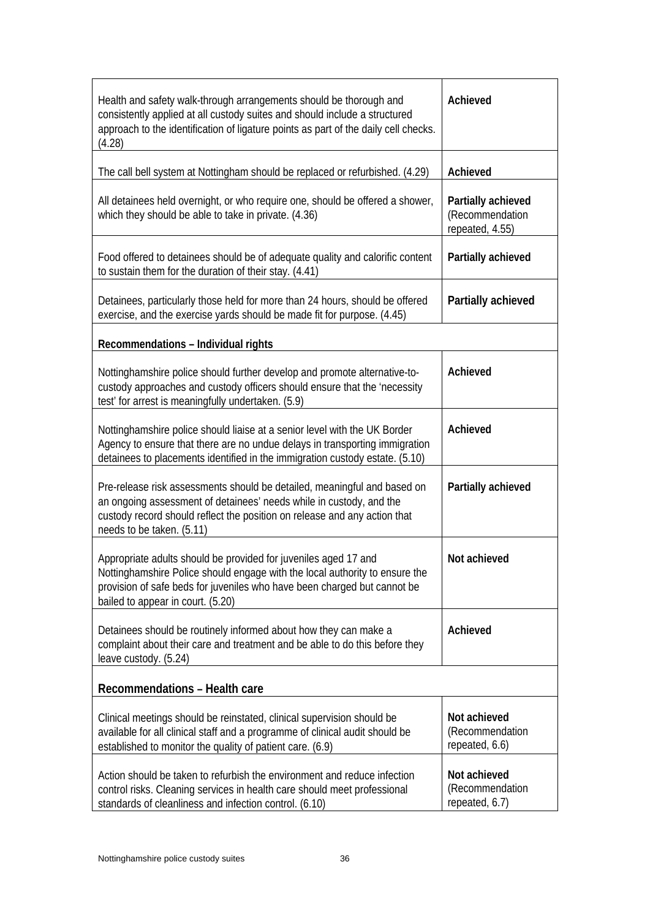| | |
|---|---|
| Health and safety walk-through arrangements should be thorough and consistently applied at all custody suites and should include a structured approach to the identification of ligature points as part of the daily cell checks. (4.28) | **Achieved** |
| The call bell system at Nottingham should be replaced or refurbished. (4.29) | **Achieved** |
| All detainees held overnight, or who require one, should be offered a shower, which they should be able to take in private. (4.36) | **Partially achieved** (Recommendation repeated, 4.55) |
| Food offered to detainees should be of adequate quality and calorific content to sustain them for the duration of their stay. (4.41) | **Partially achieved** |
| Detainees, particularly those held for more than 24 hours, should be offered exercise, and the exercise yards should be made fit for purpose. (4.45) | **Partially achieved** |
| **Recommendations – Individual rights** | |
| Nottinghamshire police should further develop and promote alternative-to-custody approaches and custody officers should ensure that the 'necessity test' for arrest is meaningfully undertaken. (5.9) | **Achieved** |
| Nottinghamshire police should liaise at a senior level with the UK Border Agency to ensure that there are no undue delays in transporting immigration detainees to placements identified in the immigration custody estate. (5.10) | **Achieved** |
| Pre-release risk assessments should be detailed, meaningful and based on an ongoing assessment of detainees' needs while in custody, and the custody record should reflect the position on release and any action that needs to be taken. (5.11) | **Partially achieved** |
| Appropriate adults should be provided for juveniles aged 17 and Nottinghamshire Police should engage with the local authority to ensure the provision of safe beds for juveniles who have been charged but cannot be bailed to appear in court. (5.20) | **Not achieved** |
| Detainees should be routinely informed about how they can make a complaint about their care and treatment and be able to do this before they leave custody. (5.24) | **Achieved** |
| **Recommendations – Health care** | |
| Clinical meetings should be reinstated, clinical supervision should be available for all clinical staff and a programme of clinical audit should be established to monitor the quality of patient care. (6.9) | **Not achieved** (Recommendation repeated, 6.6) |
| Action should be taken to refurbish the environment and reduce infection control risks. Cleaning services in health care should meet professional standards of cleanliness and infection control. (6.10) | **Not achieved** (Recommendation repeated, 6.7) |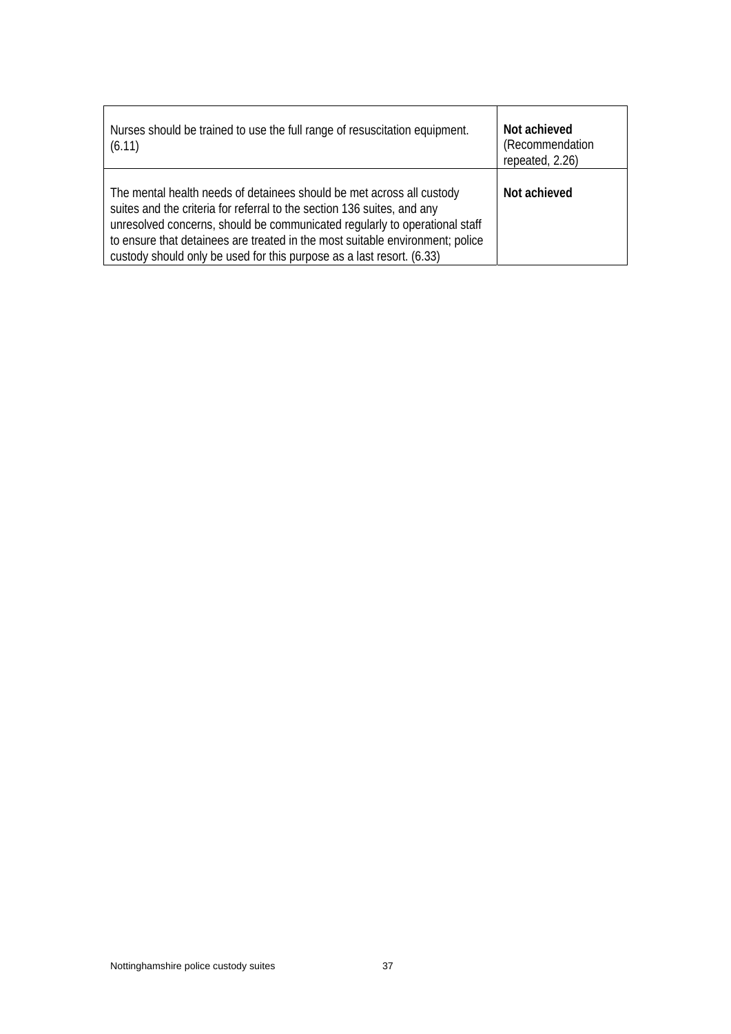| | |
|---|---|
| Nurses should be trained to use the full range of resuscitation equipment. (6.11) | **Not achieved** (Recommendation repeated, 2.26) |
| The mental health needs of detainees should be met across all custody suites and the criteria for referral to the section 136 suites, and any unresolved concerns, should be communicated regularly to operational staff to ensure that detainees are treated in the most suitable environment; police custody should only be used for this purpose as a last resort. (6.33) | **Not achieved** |